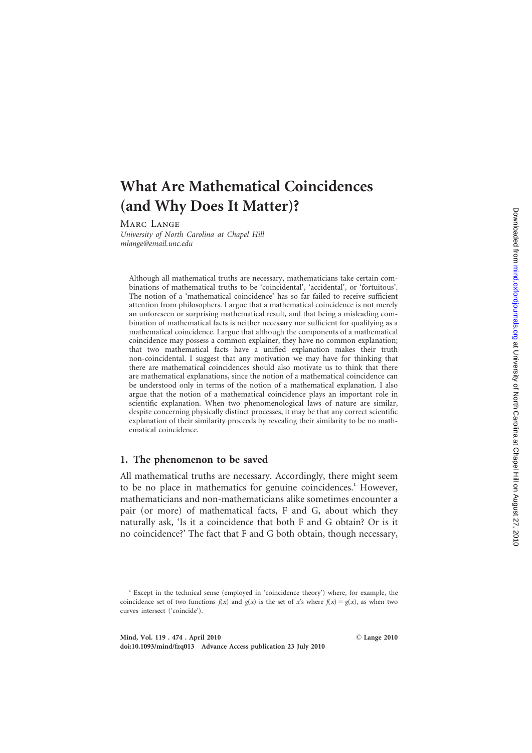# What Are Mathematical Coincidences (and Why Does It Matter)?

Marc Lange

*University of North Carolina at Chapel Hill*
*mlange@email.unc.edu*

Although all mathematical truths are necessary, mathematicians take certain combinations of mathematical truths to be 'coincidental', 'accidental', or 'fortuitous'. The notion of a 'mathematical coincidence' has so far failed to receive sufficient attention from philosophers. I argue that a mathematical coincidence is not merely an unforeseen or surprising mathematical result, and that being a misleading combination of mathematical facts is neither necessary nor sufficient for qualifying as a mathematical coincidence. I argue that although the components of a mathematical coincidence may possess a common explainer, they have no common explanation; that two mathematical facts have a unified explanation makes their truth non-coincidental. I suggest that any motivation we may have for thinking that there are mathematical coincidences should also motivate us to think that there are mathematical explanations, since the notion of a mathematical coincidence can be understood only in terms of the notion of a mathematical explanation. I also argue that the notion of a mathematical coincidence plays an important role in scientific explanation. When two phenomenological laws of nature are similar, despite concerning physically distinct processes, it may be that any correct scientific explanation of their similarity proceeds by revealing their similarity to be no mathematical coincidence.

## 1. The phenomenon to be saved

All mathematical truths are necessary. Accordingly, there might seem to be no place in mathematics for genuine coincidences.[1] However, mathematicians and non-mathematicians alike sometimes encounter a pair (or more) of mathematical facts, F and G, about which they naturally ask, 'Is it a coincidence that both F and G obtain? Or is it no coincidence?' The fact that F and G both obtain, though necessary,

[1] Except in the technical sense (employed in 'coincidence theory') where, for example, the coincidence set of two functions $f(x)$ and $g(x)$ is the set of $x$'s where $f(x) = g(x)$, as when two curves intersect ('coincide').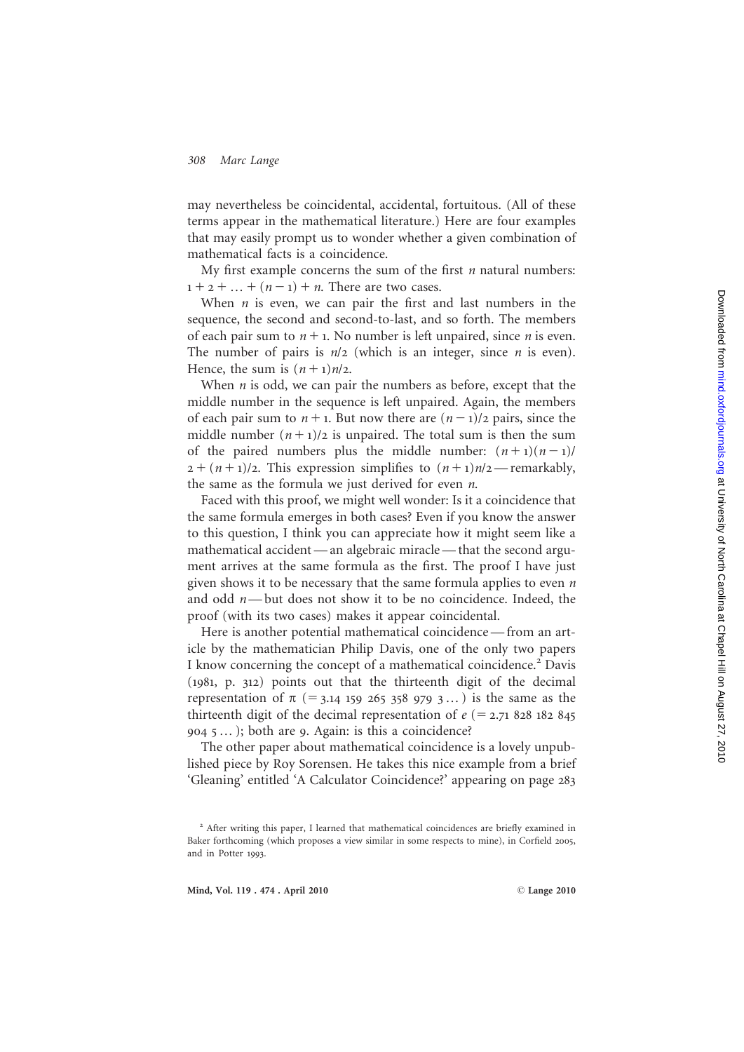may nevertheless be coincidental, accidental, fortuitous. (All of these terms appear in the mathematical literature.) Here are four examples that may easily prompt us to wonder whether a given combination of mathematical facts is a coincidence.

My first example concerns the sum of the first $n$ natural numbers: $1 + 2 + \ldots + (n-1) + n$. There are two cases.

When $n$ is even, we can pair the first and last numbers in the sequence, the second and second-to-last, and so forth. The members of each pair sum to $n+1$. No number is left unpaired, since $n$ is even. The number of pairs is $n/2$ (which is an integer, since $n$ is even). Hence, the sum is $(n+1)n/2$.

When $n$ is odd, we can pair the numbers as before, except that the middle number in the sequence is left unpaired. Again, the members of each pair sum to $n+1$. But now there are $(n-1)/2$ pairs, since the middle number $(n+1)/2$ is unpaired. The total sum is then the sum of the paired numbers plus the middle number: $(n+1)(n-1)/2 + (n+1)/2$. This expression simplifies to $(n+1)n/2$ — remarkably, the same as the formula we just derived for even $n$.

Faced with this proof, we might well wonder: Is it a coincidence that the same formula emerges in both cases? Even if you know the answer to this question, I think you can appreciate how it might seem like a mathematical accident — an algebraic miracle — that the second argument arrives at the same formula as the first. The proof I have just given shows it to be necessary that the same formula applies to even $n$ and odd $n$ — but does not show it to be no coincidence. Indeed, the proof (with its two cases) makes it appear coincidental.

Here is another potential mathematical coincidence — from an article by the mathematician Philip Davis, one of the only two papers I know concerning the concept of a mathematical coincidence.[2] Davis (1981, p. 312) points out that the thirteenth digit of the decimal representation of $\pi$ ($= 3.14\ 159\ 265\ 358\ 979\ 3\ldots$) is the same as the thirteenth digit of the decimal representation of $e$ ($= 2.71\ 828\ 182\ 845\ 904\ 5\ldots$); both are 9. Again: is this a coincidence?

The other paper about mathematical coincidence is a lovely unpublished piece by Roy Sorensen. He takes this nice example from a brief 'Gleaning' entitled 'A Calculator Coincidence?' appearing on page 283

---

[2] After writing this paper, I learned that mathematical coincidences are briefly examined in Baker forthcoming (which proposes a view similar in some respects to mine), in Corfield 2005, and in Potter 1993.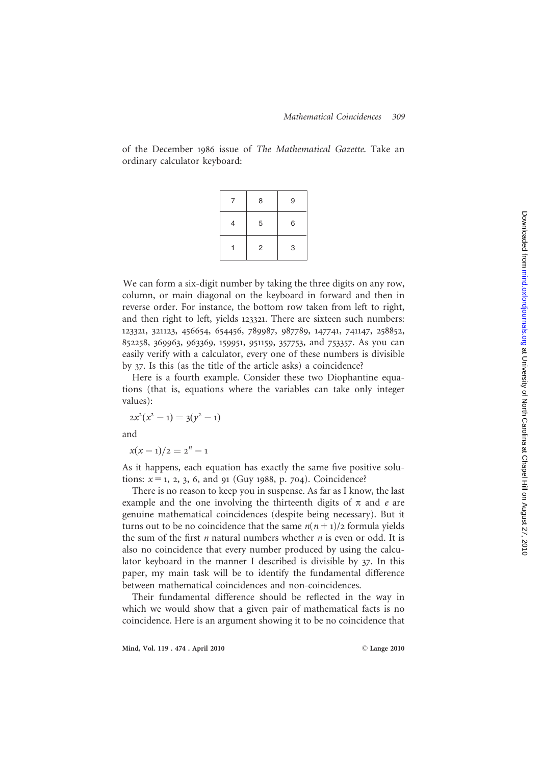of the December 1986 issue of *The Mathematical Gazette*. Take an ordinary calculator keyboard:

| 7 | 8 | 9 |
|---|---|---|
| 4 | 5 | 6 |
| 1 | 2 | 3 |

We can form a six-digit number by taking the three digits on any row, column, or main diagonal on the keyboard in forward and then in reverse order. For instance, the bottom row taken from left to right, and then right to left, yields 123321. There are sixteen such numbers: 123321, 321123, 456654, 654456, 789987, 987789, 147741, 741147, 258852, 852258, 369963, 963369, 159951, 951159, 357753, and 753357. As you can easily verify with a calculator, every one of these numbers is divisible by 37. Is this (as the title of the article asks) a coincidence?

Here is a fourth example. Consider these two Diophantine equations (that is, equations where the variables can take only integer values):

$$2x^2(x^2 - 1) = 3(y^2 - 1)$$

and

$$x(x - 1)/2 = 2^n - 1$$

As it happens, each equation has exactly the same five positive solutions: $x = 1$, 2, 3, 6, and 91 (Guy 1988, p. 704). Coincidence?

There is no reason to keep you in suspense. As far as I know, the last example and the one involving the thirteenth digits of $\pi$ and $e$ are genuine mathematical coincidences (despite being necessary). But it turns out to be no coincidence that the same $n(n + 1)/2$ formula yields the sum of the first $n$ natural numbers whether $n$ is even or odd. It is also no coincidence that every number produced by using the calculator keyboard in the manner I described is divisible by 37. In this paper, my main task will be to identify the fundamental difference between mathematical coincidences and non-coincidences.

Their fundamental difference should be reflected in the way in which we would show that a given pair of mathematical facts is no coincidence. Here is an argument showing it to be no coincidence that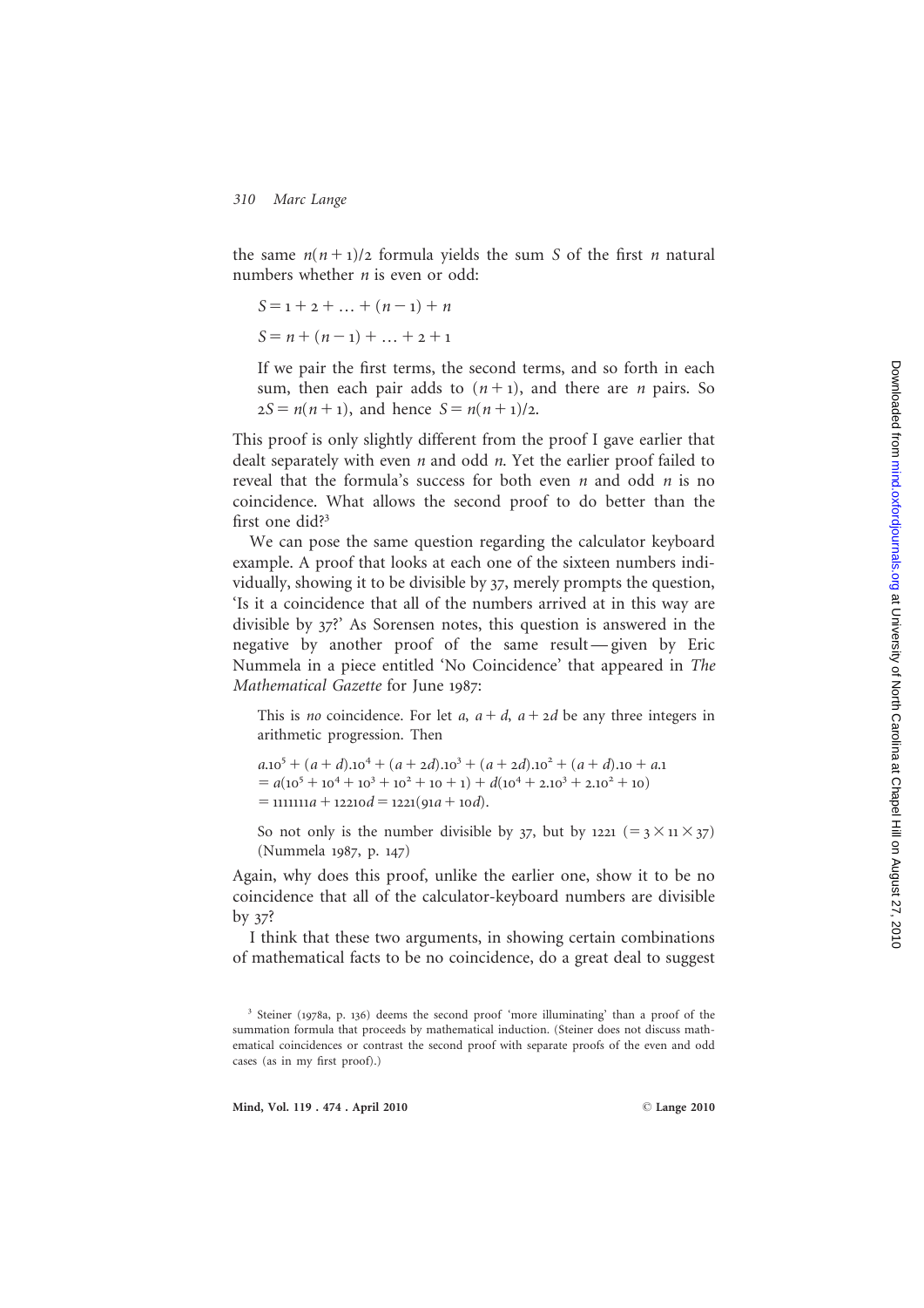the same $n(n+1)/2$ formula yields the sum $S$ of the first $n$ natural numbers whether $n$ is even or odd:

> $S = 1 + 2 + \ldots + (n-1) + n$
>
> $S = n + (n-1) + \ldots + 2 + 1$
>
> If we pair the first terms, the second terms, and so forth in each sum, then each pair adds to $(n+1)$, and there are $n$ pairs. So $2S = n(n+1)$, and hence $S = n(n+1)/2$.

This proof is only slightly different from the proof I gave earlier that dealt separately with even $n$ and odd $n$. Yet the earlier proof failed to reveal that the formula's success for both even $n$ and odd $n$ is no coincidence. What allows the second proof to do better than the first one did?[3]

We can pose the same question regarding the calculator keyboard example. A proof that looks at each one of the sixteen numbers individually, showing it to be divisible by 37, merely prompts the question, 'Is it a coincidence that all of the numbers arrived at in this way are divisible by 37?' As Sorensen notes, this question is answered in the negative by another proof of the same result — given by Eric Nummela in a piece entitled 'No Coincidence' that appeared in *The Mathematical Gazette* for June 1987:

> This is *no* coincidence. For let $a$, $a+d$, $a+2d$ be any three integers in arithmetic progression. Then
>
> $a.10^5 + (a+d).10^4 + (a+2d).10^3 + (a+2d).10^2 + (a+d).10 + a.1$
> $= a(10^5 + 10^4 + 10^3 + 10^2 + 10 + 1) + d(10^4 + 2.10^3 + 2.10^2 + 10)$
> $= 111111a + 12210d = 1221(91a + 10d).$
>
> So not only is the number divisible by 37, but by 1221 $(= 3 \times 11 \times 37)$ (Nummela 1987, p. 147)

Again, why does this proof, unlike the earlier one, show it to be no coincidence that all of the calculator-keyboard numbers are divisible by 37?

I think that these two arguments, in showing certain combinations of mathematical facts to be no coincidence, do a great deal to suggest

[3] Steiner (1978a, p. 136) deems the second proof 'more illuminating' than a proof of the summation formula that proceeds by mathematical induction. (Steiner does not discuss mathematical coincidences or contrast the second proof with separate proofs of the even and odd cases (as in my first proof).)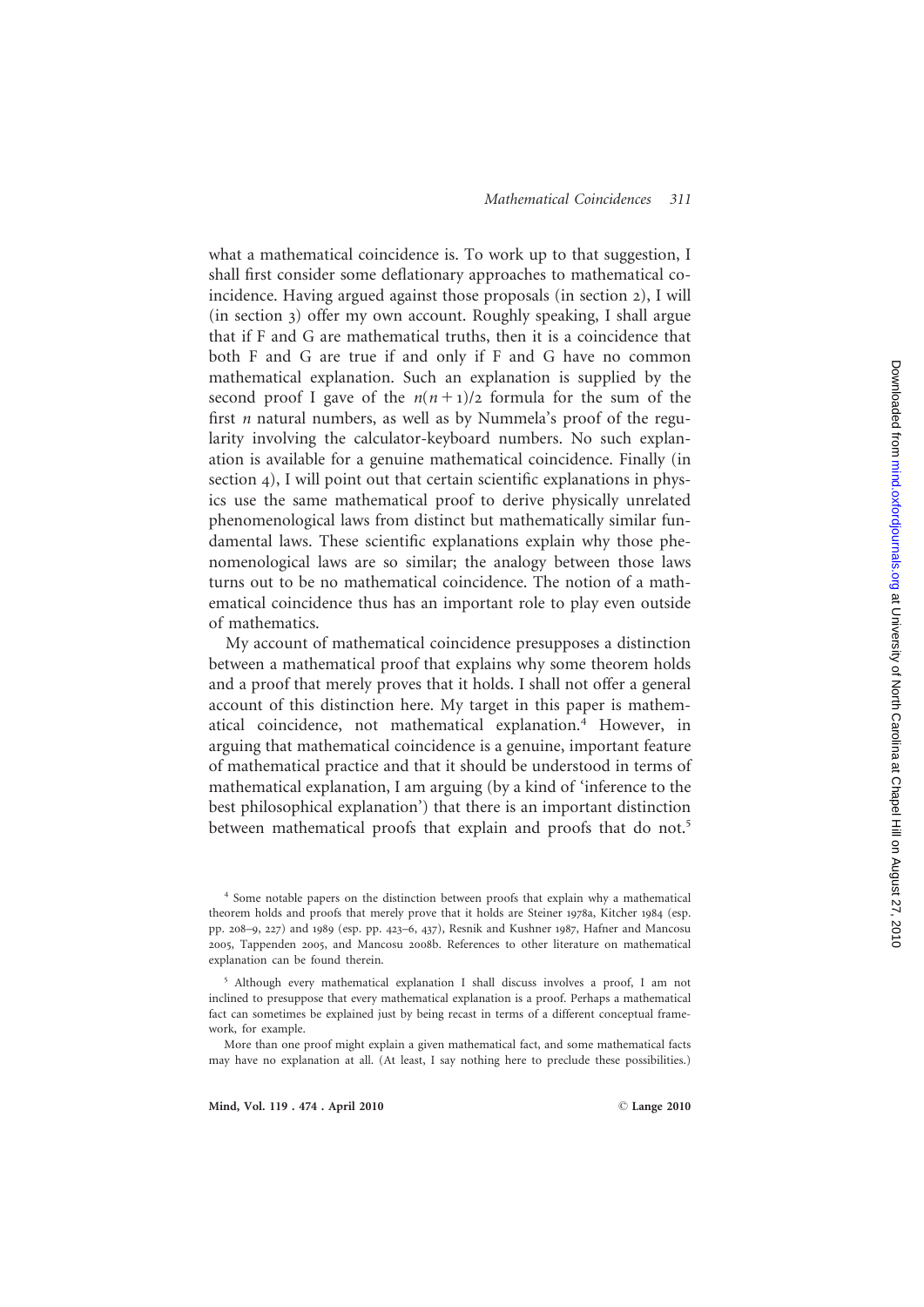what a mathematical coincidence is. To work up to that suggestion, I shall first consider some deflationary approaches to mathematical coincidence. Having argued against those proposals (in section 2), I will (in section 3) offer my own account. Roughly speaking, I shall argue that if F and G are mathematical truths, then it is a coincidence that both F and G are true if and only if F and G have no common mathematical explanation. Such an explanation is supplied by the second proof I gave of the $n(n+1)/2$ formula for the sum of the first $n$ natural numbers, as well as by Nummela's proof of the regularity involving the calculator-keyboard numbers. No such explanation is available for a genuine mathematical coincidence. Finally (in section 4), I will point out that certain scientific explanations in physics use the same mathematical proof to derive physically unrelated phenomenological laws from distinct but mathematically similar fundamental laws. These scientific explanations explain why those phenomenological laws are so similar; the analogy between those laws turns out to be no mathematical coincidence. The notion of a mathematical coincidence thus has an important role to play even outside of mathematics.

My account of mathematical coincidence presupposes a distinction between a mathematical proof that explains why some theorem holds and a proof that merely proves that it holds. I shall not offer a general account of this distinction here. My target in this paper is mathematical coincidence, not mathematical explanation.[4] However, in arguing that mathematical coincidence is a genuine, important feature of mathematical practice and that it should be understood in terms of mathematical explanation, I am arguing (by a kind of 'inference to the best philosophical explanation') that there is an important distinction between mathematical proofs that explain and proofs that do not.[5]

[4] Some notable papers on the distinction between proofs that explain why a mathematical theorem holds and proofs that merely prove that it holds are Steiner 1978a, Kitcher 1984 (esp. pp. 208–9, 227) and 1989 (esp. pp. 423–6, 437), Resnik and Kushner 1987, Hafner and Mancosu 2005, Tappenden 2005, and Mancosu 2008b. References to other literature on mathematical explanation can be found therein.

[5] Although every mathematical explanation I shall discuss involves a proof, I am not inclined to presuppose that every mathematical explanation is a proof. Perhaps a mathematical fact can sometimes be explained just by being recast in terms of a different conceptual framework, for example.

More than one proof might explain a given mathematical fact, and some mathematical facts may have no explanation at all. (At least, I say nothing here to preclude these possibilities.)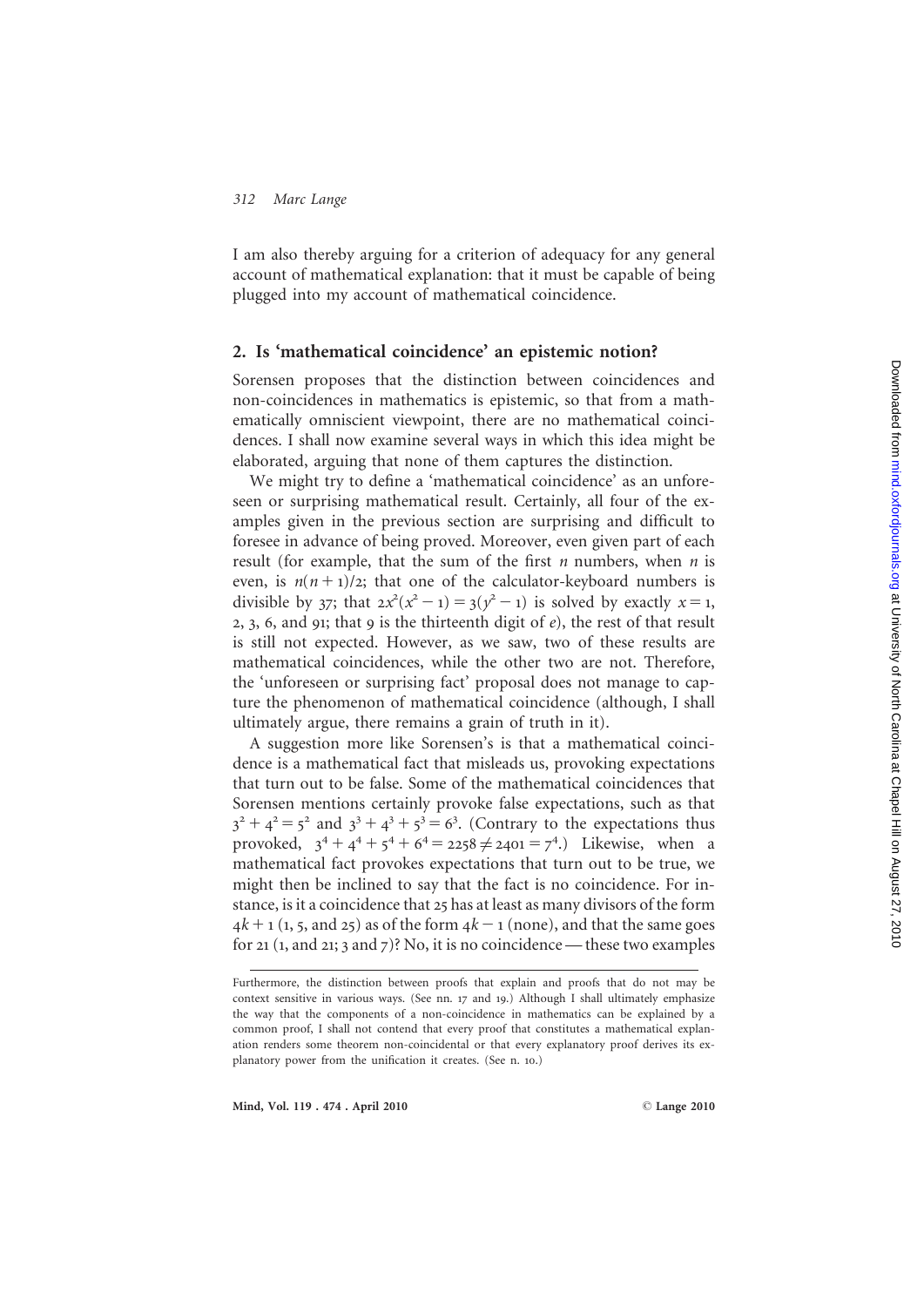I am also thereby arguing for a criterion of adequacy for any general account of mathematical explanation: that it must be capable of being plugged into my account of mathematical coincidence.

## 2. Is 'mathematical coincidence' an epistemic notion?

Sorensen proposes that the distinction between coincidences and non-coincidences in mathematics is epistemic, so that from a mathematically omniscient viewpoint, there are no mathematical coincidences. I shall now examine several ways in which this idea might be elaborated, arguing that none of them captures the distinction.

We might try to define a 'mathematical coincidence' as an unforeseen or surprising mathematical result. Certainly, all four of the examples given in the previous section are surprising and difficult to foresee in advance of being proved. Moreover, even given part of each result (for example, that the sum of the first $n$ numbers, when $n$ is even, is $n(n+1)/2$; that one of the calculator-keyboard numbers is divisible by 37; that $2x^2(x^2-1) = 3(y^2-1)$ is solved by exactly $x = 1$, 2, 3, 6, and 91; that 9 is the thirteenth digit of $e$), the rest of that result is still not expected. However, as we saw, two of these results are mathematical coincidences, while the other two are not. Therefore, the 'unforeseen or surprising fact' proposal does not manage to capture the phenomenon of mathematical coincidence (although, I shall ultimately argue, there remains a grain of truth in it).

A suggestion more like Sorensen's is that a mathematical coincidence is a mathematical fact that misleads us, provoking expectations that turn out to be false. Some of the mathematical coincidences that Sorensen mentions certainly provoke false expectations, such as that $3^2 + 4^2 = 5^2$ and $3^3 + 4^3 + 5^3 = 6^3$. (Contrary to the expectations thus provoked, $3^4 + 4^4 + 5^4 + 6^4 = 2258 \neq 2401 = 7^4$.) Likewise, when a mathematical fact provokes expectations that turn out to be true, we might then be inclined to say that the fact is no coincidence. For instance, is it a coincidence that 25 has at least as many divisors of the form $4k+1$ (1, 5, and 25) as of the form $4k-1$ (none), and that the same goes for 21 (1, and 21; 3 and 7)? No, it is no coincidence — these two examples

Furthermore, the distinction between proofs that explain and proofs that do not may be context sensitive in various ways. (See nn. 17 and 19.) Although I shall ultimately emphasize the way that the components of a non-coincidence in mathematics can be explained by a common proof, I shall not contend that every proof that constitutes a mathematical explanation renders some theorem non-coincidental or that every explanatory proof derives its explanatory power from the unification it creates. (See n. 10.)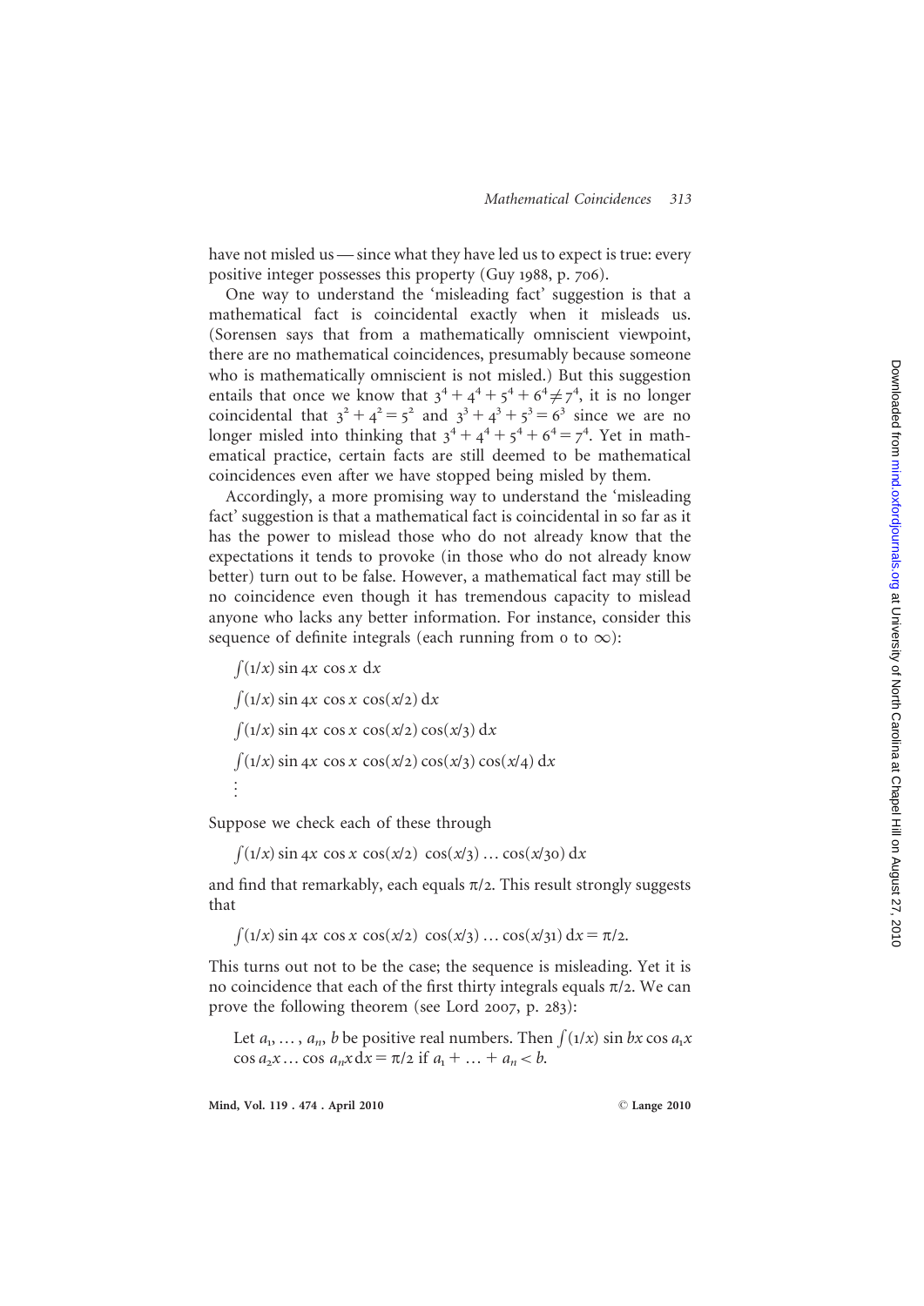have not misled us — since what they have led us to expect is true: every positive integer possesses this property (Guy 1988, p. 706).

One way to understand the 'misleading fact' suggestion is that a mathematical fact is coincidental exactly when it misleads us. (Sorensen says that from a mathematically omniscient viewpoint, there are no mathematical coincidences, presumably because someone who is mathematically omniscient is not misled.) But this suggestion entails that once we know that $3^4 + 4^4 + 5^4 + 6^4 \neq 7^4$, it is no longer coincidental that $3^2 + 4^2 = 5^2$ and $3^3 + 4^3 + 5^3 = 6^3$ since we are no longer misled into thinking that $3^4 + 4^4 + 5^4 + 6^4 = 7^4$. Yet in mathematical practice, certain facts are still deemed to be mathematical coincidences even after we have stopped being misled by them.

Accordingly, a more promising way to understand the 'misleading fact' suggestion is that a mathematical fact is coincidental in so far as it has the power to mislead those who do not already know that the expectations it tends to provoke (in those who do not already know better) turn out to be false. However, a mathematical fact may still be no coincidence even though it has tremendous capacity to mislead anyone who lacks any better information. For instance, consider this sequence of definite integrals (each running from 0 to $\infty$):

$$\int (1/x) \sin 4x \cos x \, dx$$

$$\int (1/x) \sin 4x \cos x \cos(x/2) \, dx$$

$$\int (1/x) \sin 4x \cos x \cos(x/2) \cos(x/3) \, dx$$

$$\int (1/x) \sin 4x \cos x \cos(x/2) \cos(x/3) \cos(x/4) \, dx$$

$$\vdots$$

Suppose we check each of these through

$$\int (1/x) \sin 4x \cos x \cos(x/2) \cos(x/3) \ldots \cos(x/30) \, dx$$

and find that remarkably, each equals $\pi/2$. This result strongly suggests that

$$\int (1/x) \sin 4x \cos x \cos(x/2) \cos(x/3) \ldots \cos(x/31) \, dx = \pi/2.$$

This turns out not to be the case; the sequence is misleading. Yet it is no coincidence that each of the first thirty integrals equals $\pi/2$. We can prove the following theorem (see Lord 2007, p. 283):

> Let $a_1, \ldots, a_n, b$ be positive real numbers. Then $\int (1/x) \sin bx \cos a_1 x \cos a_2 x \ldots \cos a_n x \, dx = \pi/2$ if $a_1 + \ldots + a_n < b$.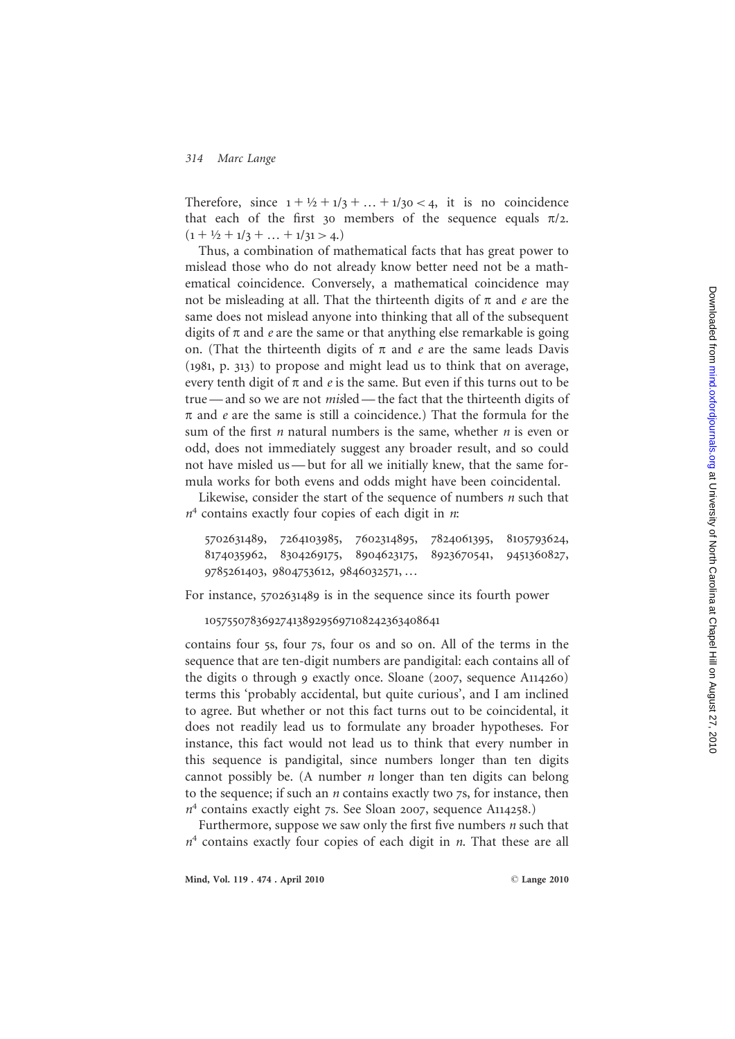Therefore, since $1 + \frac{1}{2} + 1/3 + \ldots + 1/30 < 4$, it is no coincidence that each of the first 30 members of the sequence equals $\pi/2$. $(1 + \frac{1}{2} + 1/3 + \ldots + 1/31 > 4.)$

Thus, a combination of mathematical facts that has great power to mislead those who do not already know better need not be a mathematical coincidence. Conversely, a mathematical coincidence may not be misleading at all. That the thirteenth digits of $\pi$ and $e$ are the same does not mislead anyone into thinking that all of the subsequent digits of $\pi$ and $e$ are the same or that anything else remarkable is going on. (That the thirteenth digits of $\pi$ and $e$ are the same leads Davis (1981, p. 313) to propose and might lead us to think that on average, every tenth digit of $\pi$ and $e$ is the same. But even if this turns out to be true — and so we are not *mis*led — the fact that the thirteenth digits of $\pi$ and $e$ are the same is still a coincidence.) That the formula for the sum of the first $n$ natural numbers is the same, whether $n$ is even or odd, does not immediately suggest any broader result, and so could not have misled us — but for all we initially knew, that the same formula works for both evens and odds might have been coincidental.

Likewise, consider the start of the sequence of numbers $n$ such that $n^4$ contains exactly four copies of each digit in $n$:

5702631489, 7264103985, 7602314895, 7824061395, 8105793624, 8174035962, 8304269175, 8904623175, 8923670541, 9451360827, 9785261403, 9804753612, 9846032571, …

For instance, 5702631489 is in the sequence since its fourth power

1057550783692741389295697108242363408641

contains four 5s, four 7s, four 0s and so on. All of the terms in the sequence that are ten-digit numbers are pandigital: each contains all of the digits 0 through 9 exactly once. Sloane (2007, sequence A114260) terms this 'probably accidental, but quite curious', and I am inclined to agree. But whether or not this fact turns out to be coincidental, it does not readily lead us to formulate any broader hypotheses. For instance, this fact would not lead us to think that every number in this sequence is pandigital, since numbers longer than ten digits cannot possibly be. (A number $n$ longer than ten digits can belong to the sequence; if such an $n$ contains exactly two 7s, for instance, then $n^4$ contains exactly eight 7s. See Sloan 2007, sequence A114258.)

Furthermore, suppose we saw only the first five numbers $n$ such that $n^4$ contains exactly four copies of each digit in $n$. That these are all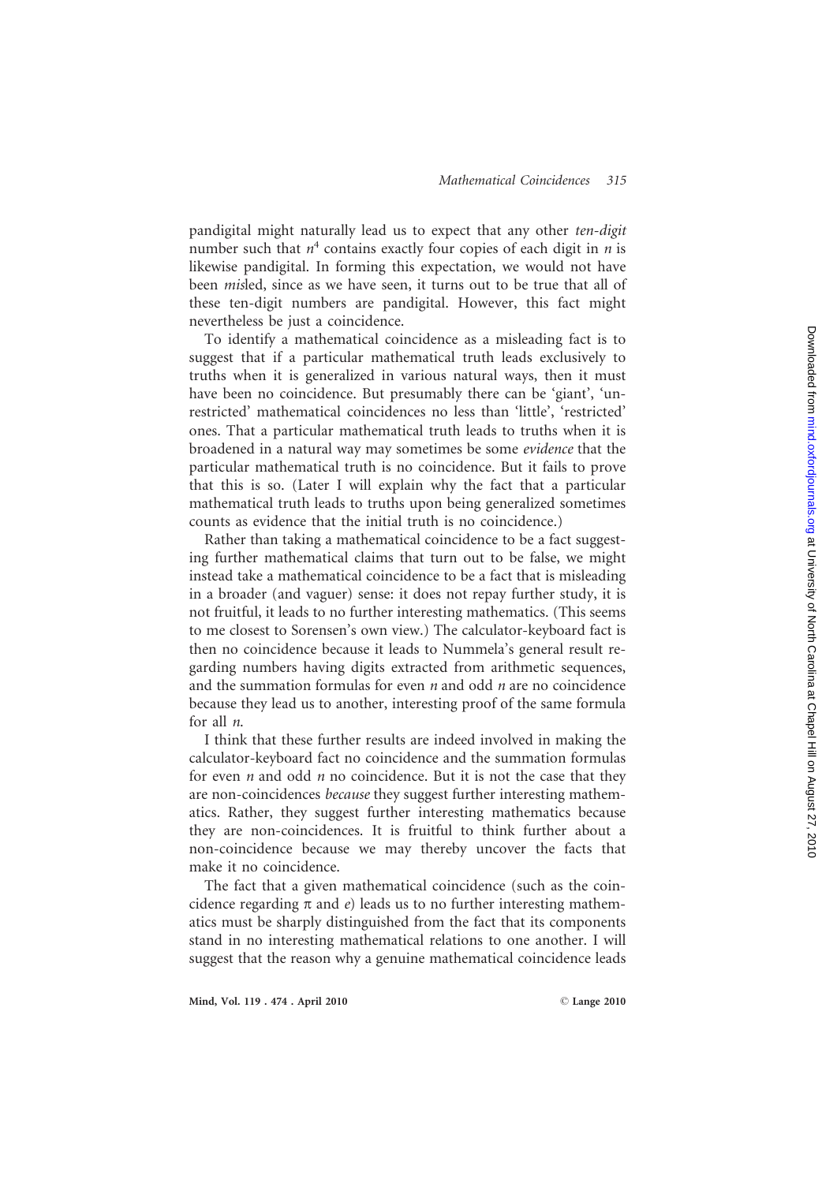pandigital might naturally lead us to expect that any other *ten-digit* number such that $n^4$ contains exactly four copies of each digit in $n$ is likewise pandigital. In forming this expectation, we would not have been *mis*led, since as we have seen, it turns out to be true that all of these ten-digit numbers are pandigital. However, this fact might nevertheless be just a coincidence.

To identify a mathematical coincidence as a misleading fact is to suggest that if a particular mathematical truth leads exclusively to truths when it is generalized in various natural ways, then it must have been no coincidence. But presumably there can be 'giant', 'unrestricted' mathematical coincidences no less than 'little', 'restricted' ones. That a particular mathematical truth leads to truths when it is broadened in a natural way may sometimes be some *evidence* that the particular mathematical truth is no coincidence. But it fails to prove that this is so. (Later I will explain why the fact that a particular mathematical truth leads to truths upon being generalized sometimes counts as evidence that the initial truth is no coincidence.)

Rather than taking a mathematical coincidence to be a fact suggesting further mathematical claims that turn out to be false, we might instead take a mathematical coincidence to be a fact that is misleading in a broader (and vaguer) sense: it does not repay further study, it is not fruitful, it leads to no further interesting mathematics. (This seems to me closest to Sorensen's own view.) The calculator-keyboard fact is then no coincidence because it leads to Nummela's general result regarding numbers having digits extracted from arithmetic sequences, and the summation formulas for even $n$ and odd $n$ are no coincidence because they lead us to another, interesting proof of the same formula for all $n$.

I think that these further results are indeed involved in making the calculator-keyboard fact no coincidence and the summation formulas for even $n$ and odd $n$ no coincidence. But it is not the case that they are non-coincidences *because* they suggest further interesting mathematics. Rather, they suggest further interesting mathematics because they are non-coincidences. It is fruitful to think further about a non-coincidence because we may thereby uncover the facts that make it no coincidence.

The fact that a given mathematical coincidence (such as the coincidence regarding $\pi$ and $e$) leads us to no further interesting mathematics must be sharply distinguished from the fact that its components stand in no interesting mathematical relations to one another. I will suggest that the reason why a genuine mathematical coincidence leads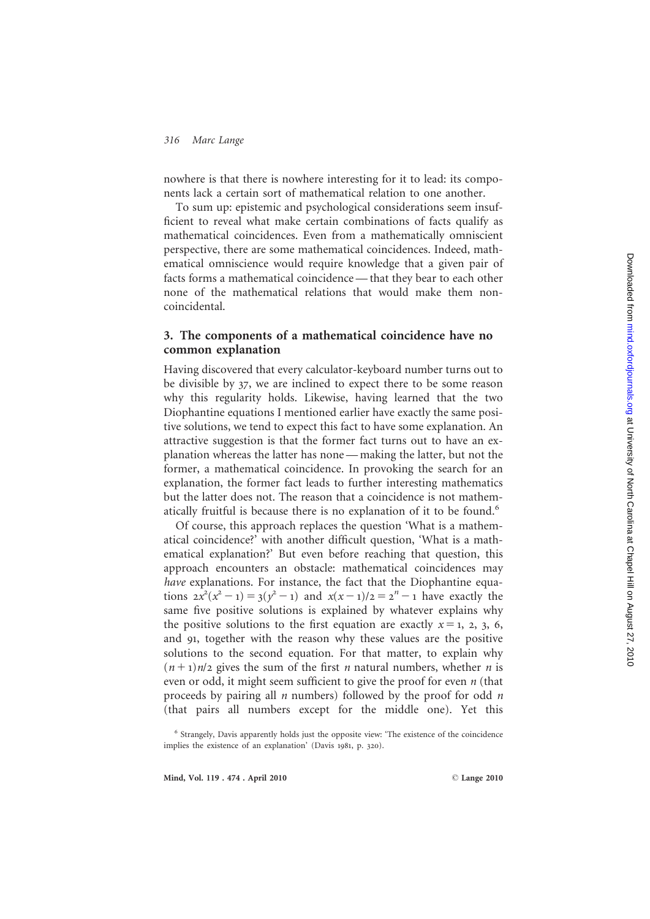nowhere is that there is nowhere interesting for it to lead: its components lack a certain sort of mathematical relation to one another.

To sum up: epistemic and psychological considerations seem insufficient to reveal what make certain combinations of facts qualify as mathematical coincidences. Even from a mathematically omniscient perspective, there are some mathematical coincidences. Indeed, mathematical omniscience would require knowledge that a given pair of facts forms a mathematical coincidence — that they bear to each other none of the mathematical relations that would make them non-coincidental.

## 3. The components of a mathematical coincidence have no common explanation

Having discovered that every calculator-keyboard number turns out to be divisible by 37, we are inclined to expect there to be some reason why this regularity holds. Likewise, having learned that the two Diophantine equations I mentioned earlier have exactly the same positive solutions, we tend to expect this fact to have some explanation. An attractive suggestion is that the former fact turns out to have an explanation whereas the latter has none — making the latter, but not the former, a mathematical coincidence. In provoking the search for an explanation, the former fact leads to further interesting mathematics but the latter does not. The reason that a coincidence is not mathematically fruitful is because there is no explanation of it to be found.[6]

Of course, this approach replaces the question 'What is a mathematical coincidence?' with another difficult question, 'What is a mathematical explanation?' But even before reaching that question, this approach encounters an obstacle: mathematical coincidences may *have* explanations. For instance, the fact that the Diophantine equations $2x^2(x^2 - 1) = 3(y^2 - 1)$ and $x(x - 1)/2 = 2^n - 1$ have exactly the same five positive solutions is explained by whatever explains why the positive solutions to the first equation are exactly $x = 1, 2, 3, 6,$ and $91$, together with the reason why these values are the positive solutions to the second equation. For that matter, to explain why $(n + 1)n/2$ gives the sum of the first $n$ natural numbers, whether $n$ is even or odd, it might seem sufficient to give the proof for even $n$ (that proceeds by pairing all $n$ numbers) followed by the proof for odd $n$ (that pairs all numbers except for the middle one). Yet this

[6] Strangely, Davis apparently holds just the opposite view: 'The existence of the coincidence implies the existence of an explanation' (Davis 1981, p. 320).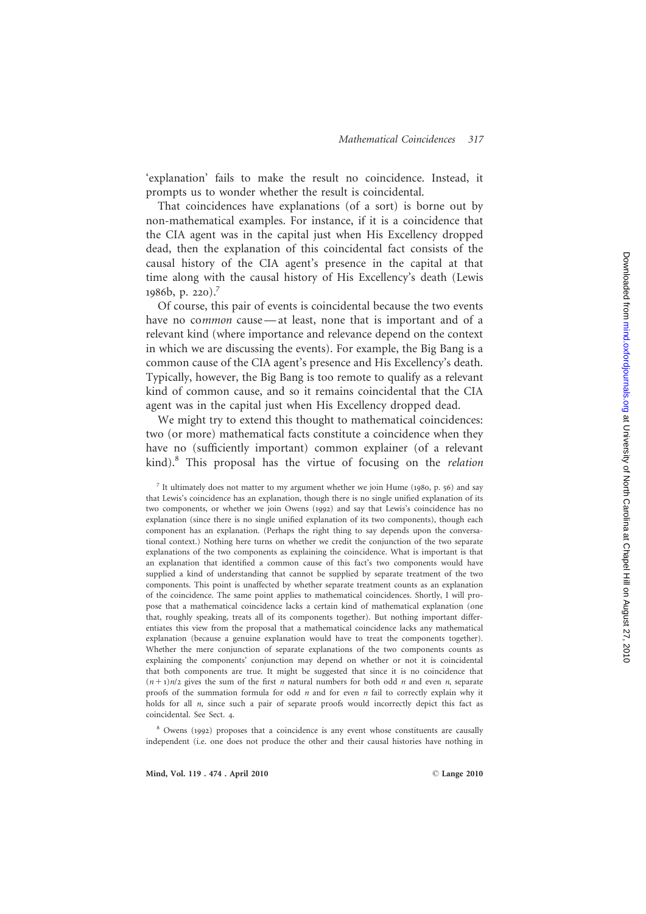'explanation' fails to make the result no coincidence. Instead, it prompts us to wonder whether the result is coincidental.

That coincidences have explanations (of a sort) is borne out by non-mathematical examples. For instance, if it is a coincidence that the CIA agent was in the capital just when His Excellency dropped dead, then the explanation of this coincidental fact consists of the causal history of the CIA agent's presence in the capital at that time along with the causal history of His Excellency's death (Lewis 1986b, p. 220).[7]

Of course, this pair of events is coincidental because the two events have no co*mmon* cause—at least, none that is important and of a relevant kind (where importance and relevance depend on the context in which we are discussing the events). For example, the Big Bang is a common cause of the CIA agent's presence and His Excellency's death. Typically, however, the Big Bang is too remote to qualify as a relevant kind of common cause, and so it remains coincidental that the CIA agent was in the capital just when His Excellency dropped dead.

We might try to extend this thought to mathematical coincidences: two (or more) mathematical facts constitute a coincidence when they have no (sufficiently important) common explainer (of a relevant kind).[8] This proposal has the virtue of focusing on the *relation*

[7] It ultimately does not matter to my argument whether we join Hume (1980, p. 56) and say that Lewis's coincidence has an explanation, though there is no single unified explanation of its two components, or whether we join Owens (1992) and say that Lewis's coincidence has no explanation (since there is no single unified explanation of its two components), though each component has an explanation. (Perhaps the right thing to say depends upon the conversational context.) Nothing here turns on whether we credit the conjunction of the two separate explanations of the two components as explaining the coincidence. What is important is that an explanation that identified a common cause of this fact's two components would have supplied a kind of understanding that cannot be supplied by separate treatment of the two components. This point is unaffected by whether separate treatment counts as an explanation of the coincidence. The same point applies to mathematical coincidences. Shortly, I will propose that a mathematical coincidence lacks a certain kind of mathematical explanation (one that, roughly speaking, treats all of its components together). But nothing important differentiates this view from the proposal that a mathematical coincidence lacks any mathematical explanation (because a genuine explanation would have to treat the components together). Whether the mere conjunction of separate explanations of the two components counts as explaining the components' conjunction may depend on whether or not it is coincidental that both components are true. It might be suggested that since it is no coincidence that $(n+1)n/2$ gives the sum of the first $n$ natural numbers for both odd $n$ and even $n$, separate proofs of the summation formula for odd $n$ and for even $n$ fail to correctly explain why it holds for all $n$, since such a pair of separate proofs would incorrectly depict this fact as coincidental. See Sect. 4.

[8] Owens (1992) proposes that a coincidence is any event whose constituents are causally independent (i.e. one does not produce the other and their causal histories have nothing in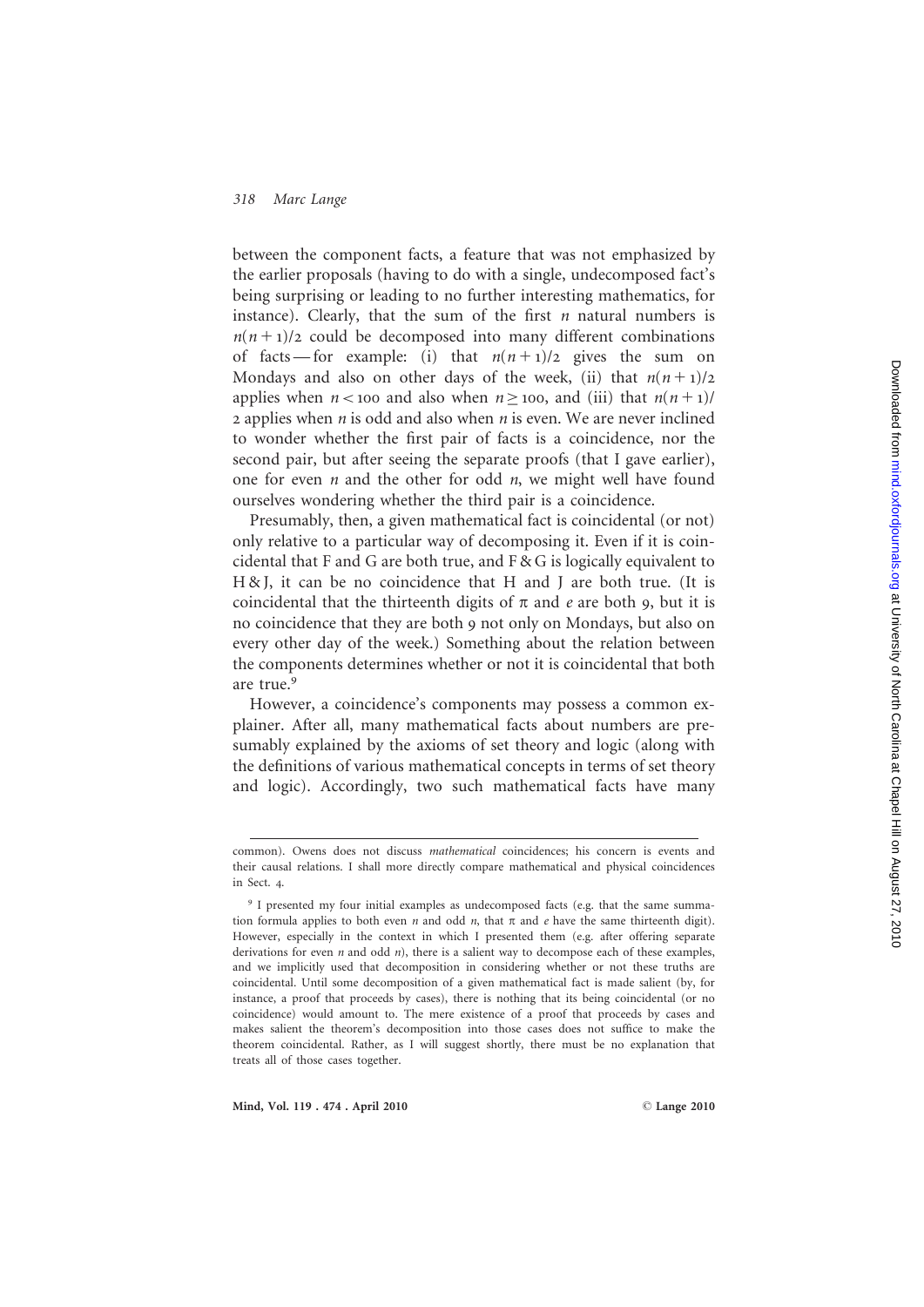between the component facts, a feature that was not emphasized by the earlier proposals (having to do with a single, undecomposed fact's being surprising or leading to no further interesting mathematics, for instance). Clearly, that the sum of the first $n$ natural numbers is $n(n+1)/2$ could be decomposed into many different combinations of facts — for example: (i) that $n(n+1)/2$ gives the sum on Mondays and also on other days of the week, (ii) that $n(n+1)/2$ applies when $n < 100$ and also when $n \geq 100$, and (iii) that $n(n+1)/2$ applies when $n$ is odd and also when $n$ is even. We are never inclined to wonder whether the first pair of facts is a coincidence, nor the second pair, but after seeing the separate proofs (that I gave earlier), one for even $n$ and the other for odd $n$, we might well have found ourselves wondering whether the third pair is a coincidence.

Presumably, then, a given mathematical fact is coincidental (or not) only relative to a particular way of decomposing it. Even if it is coincidental that F and G are both true, and F & G is logically equivalent to H & J, it can be no coincidence that H and J are both true. (It is coincidental that the thirteenth digits of $\pi$ and $e$ are both 9, but it is no coincidence that they are both 9 not only on Mondays, but also on every other day of the week.) Something about the relation between the components determines whether or not it is coincidental that both are true.[9]

However, a coincidence's components may possess a common explainer. After all, many mathematical facts about numbers are presumably explained by the axioms of set theory and logic (along with the definitions of various mathematical concepts in terms of set theory and logic). Accordingly, two such mathematical facts have many

---

common). Owens does not discuss *mathematical* coincidences; his concern is events and their causal relations. I shall more directly compare mathematical and physical coincidences in Sect. 4.

[9] I presented my four initial examples as undecomposed facts (e.g. that the same summation formula applies to both even $n$ and odd $n$, that $\pi$ and $e$ have the same thirteenth digit). However, especially in the context in which I presented them (e.g. after offering separate derivations for even $n$ and odd $n$), there is a salient way to decompose each of these examples, and we implicitly used that decomposition in considering whether or not these truths are coincidental. Until some decomposition of a given mathematical fact is made salient (by, for instance, a proof that proceeds by cases), there is nothing that its being coincidental (or no coincidence) would amount to. The mere existence of a proof that proceeds by cases and makes salient the theorem's decomposition into those cases does not suffice to make the theorem coincidental. Rather, as I will suggest shortly, there must be no explanation that treats all of those cases together.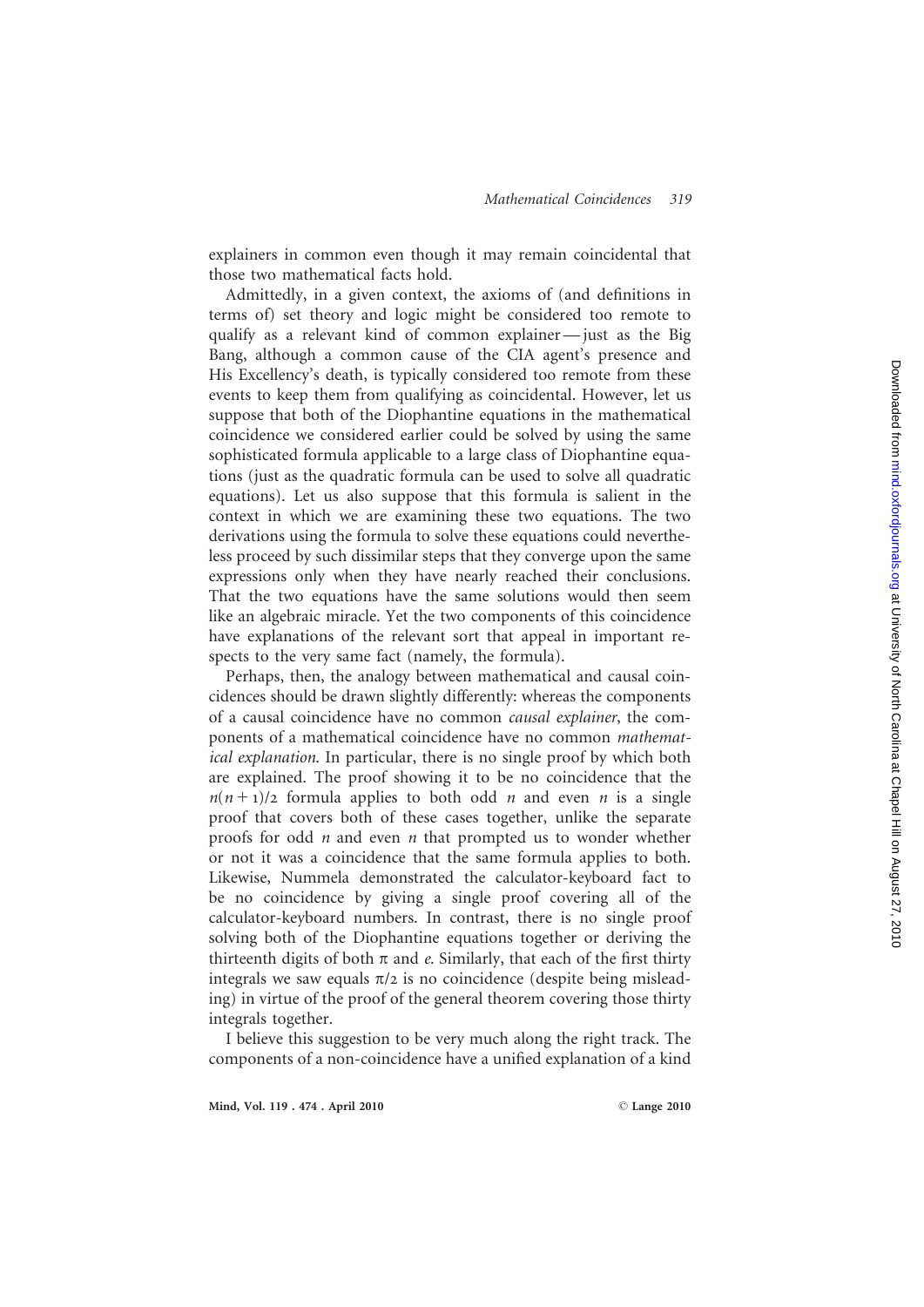explainers in common even though it may remain coincidental that those two mathematical facts hold.

Admittedly, in a given context, the axioms of (and definitions in terms of) set theory and logic might be considered too remote to qualify as a relevant kind of common explainer — just as the Big Bang, although a common cause of the CIA agent's presence and His Excellency's death, is typically considered too remote from these events to keep them from qualifying as coincidental. However, let us suppose that both of the Diophantine equations in the mathematical coincidence we considered earlier could be solved by using the same sophisticated formula applicable to a large class of Diophantine equations (just as the quadratic formula can be used to solve all quadratic equations). Let us also suppose that this formula is salient in the context in which we are examining these two equations. The two derivations using the formula to solve these equations could nevertheless proceed by such dissimilar steps that they converge upon the same expressions only when they have nearly reached their conclusions. That the two equations have the same solutions would then seem like an algebraic miracle. Yet the two components of this coincidence have explanations of the relevant sort that appeal in important respects to the very same fact (namely, the formula).

Perhaps, then, the analogy between mathematical and causal coincidences should be drawn slightly differently: whereas the components of a causal coincidence have no common *causal explainer*, the components of a mathematical coincidence have no common *mathematical explanation*. In particular, there is no single proof by which both are explained. The proof showing it to be no coincidence that the $n(n+1)/2$ formula applies to both odd $n$ and even $n$ is a single proof that covers both of these cases together, unlike the separate proofs for odd $n$ and even $n$ that prompted us to wonder whether or not it was a coincidence that the same formula applies to both. Likewise, Nummela demonstrated the calculator-keyboard fact to be no coincidence by giving a single proof covering all of the calculator-keyboard numbers. In contrast, there is no single proof solving both of the Diophantine equations together or deriving the thirteenth digits of both $\pi$ and $e$. Similarly, that each of the first thirty integrals we saw equals $\pi/2$ is no coincidence (despite being misleading) in virtue of the proof of the general theorem covering those thirty integrals together.

I believe this suggestion to be very much along the right track. The components of a non-coincidence have a unified explanation of a kind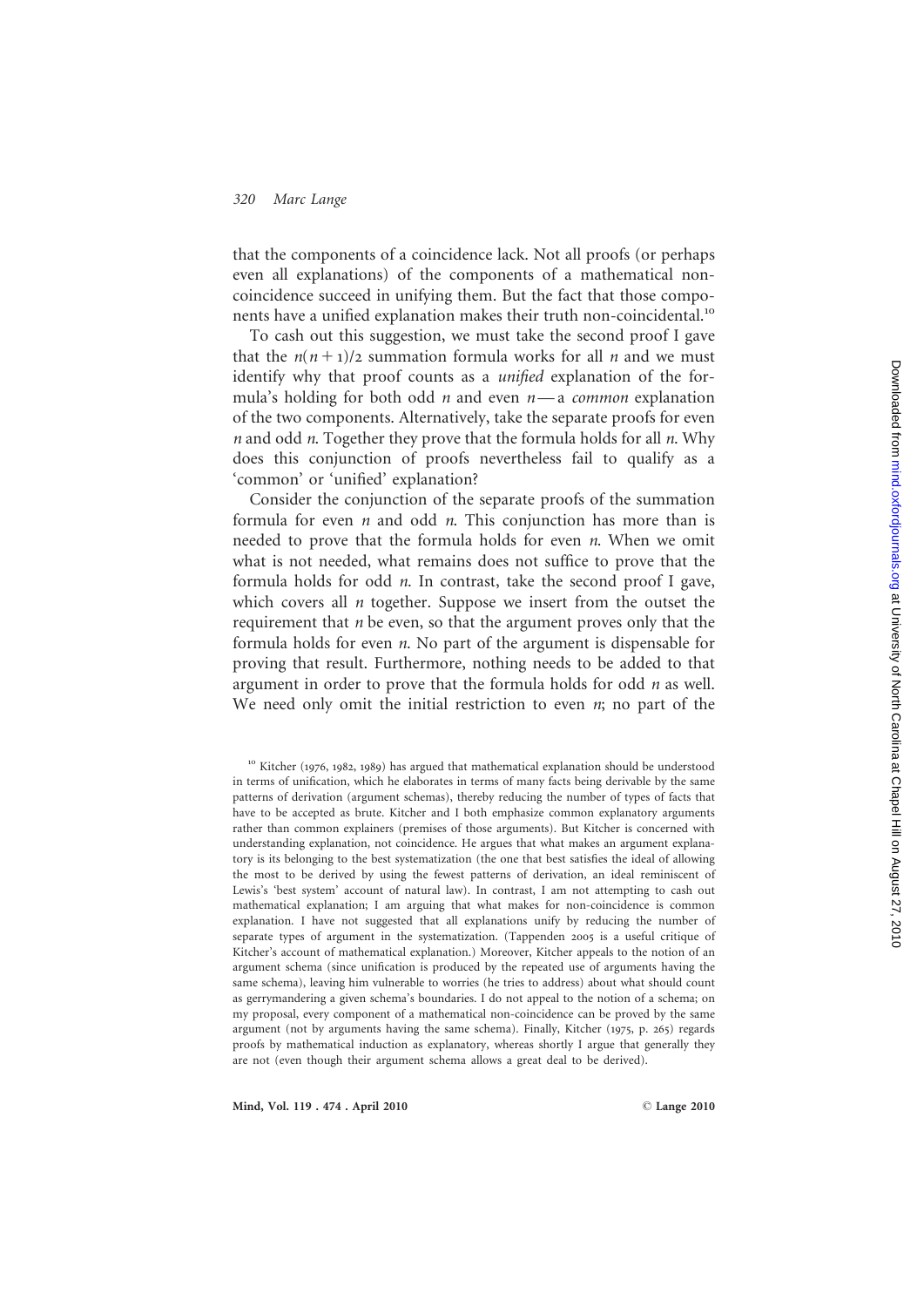that the components of a coincidence lack. Not all proofs (or perhaps even all explanations) of the components of a mathematical non-coincidence succeed in unifying them. But the fact that those components have a unified explanation makes their truth non-coincidental.[10]

To cash out this suggestion, we must take the second proof I gave that the $n(n+1)/2$ summation formula works for all $n$ and we must identify why that proof counts as a *unified* explanation of the formula's holding for both odd $n$ and even $n$ — a *common* explanation of the two components. Alternatively, take the separate proofs for even $n$ and odd $n$. Together they prove that the formula holds for all $n$. Why does this conjunction of proofs nevertheless fail to qualify as a 'common' or 'unified' explanation?

Consider the conjunction of the separate proofs of the summation formula for even $n$ and odd $n$. This conjunction has more than is needed to prove that the formula holds for even $n$. When we omit what is not needed, what remains does not suffice to prove that the formula holds for odd $n$. In contrast, take the second proof I gave, which covers all $n$ together. Suppose we insert from the outset the requirement that $n$ be even, so that the argument proves only that the formula holds for even $n$. No part of the argument is dispensable for proving that result. Furthermore, nothing needs to be added to that argument in order to prove that the formula holds for odd $n$ as well. We need only omit the initial restriction to even $n$; no part of the

[10] Kitcher (1976, 1982, 1989) has argued that mathematical explanation should be understood in terms of unification, which he elaborates in terms of many facts being derivable by the same patterns of derivation (argument schemas), thereby reducing the number of types of facts that have to be accepted as brute. Kitcher and I both emphasize common explanatory arguments rather than common explainers (premises of those arguments). But Kitcher is concerned with understanding explanation, not coincidence. He argues that what makes an argument explanatory is its belonging to the best systematization (the one that best satisfies the ideal of allowing the most to be derived by using the fewest patterns of derivation, an ideal reminiscent of Lewis's 'best system' account of natural law). In contrast, I am not attempting to cash out mathematical explanation; I am arguing that what makes for non-coincidence is common explanation. I have not suggested that all explanations unify by reducing the number of separate types of argument in the systematization. (Tappenden 2005 is a useful critique of Kitcher's account of mathematical explanation.) Moreover, Kitcher appeals to the notion of an argument schema (since unification is produced by the repeated use of arguments having the same schema), leaving him vulnerable to worries (he tries to address) about what should count as gerrymandering a given schema's boundaries. I do not appeal to the notion of a schema; on my proposal, every component of a mathematical non-coincidence can be proved by the same argument (not by arguments having the same schema). Finally, Kitcher (1975, p. 265) regards proofs by mathematical induction as explanatory, whereas shortly I argue that generally they are not (even though their argument schema allows a great deal to be derived).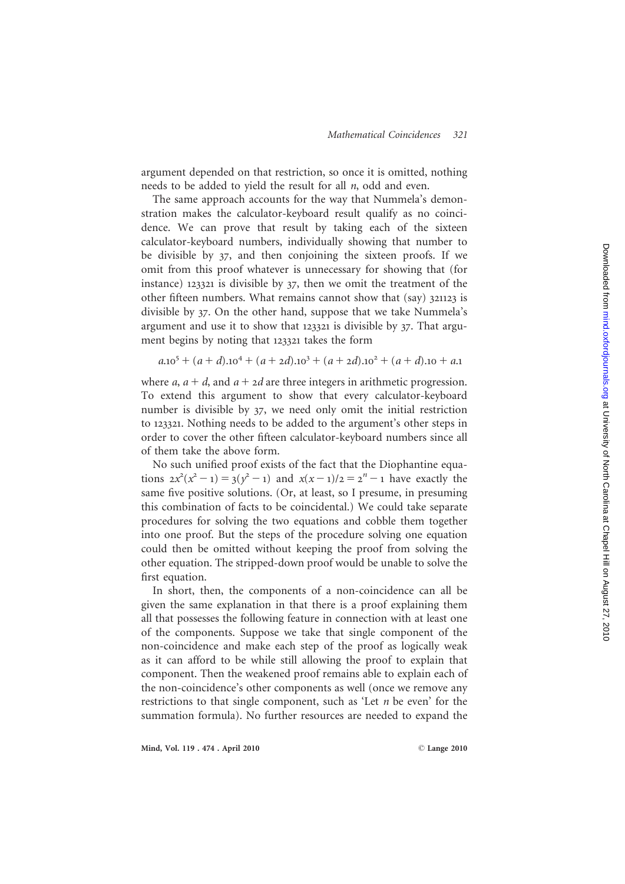argument depended on that restriction, so once it is omitted, nothing needs to be added to yield the result for all $n$, odd and even.

The same approach accounts for the way that Nummela's demonstration makes the calculator-keyboard result qualify as no coincidence. We can prove that result by taking each of the sixteen calculator-keyboard numbers, individually showing that number to be divisible by 37, and then conjoining the sixteen proofs. If we omit from this proof whatever is unnecessary for showing that (for instance) 123321 is divisible by 37, then we omit the treatment of the other fifteen numbers. What remains cannot show that (say) 321123 is divisible by 37. On the other hand, suppose that we take Nummela's argument and use it to show that 123321 is divisible by 37. That argument begins by noting that 123321 takes the form

$$a.10^5 + (a + d).10^4 + (a + 2d).10^3 + (a + 2d).10^2 + (a + d).10 + a.1$$

where $a$, $a + d$, and $a + 2d$ are three integers in arithmetic progression. To extend this argument to show that every calculator-keyboard number is divisible by 37, we need only omit the initial restriction to 123321. Nothing needs to be added to the argument's other steps in order to cover the other fifteen calculator-keyboard numbers since all of them take the above form.

No such unified proof exists of the fact that the Diophantine equations $2x^2(x^2 - 1) = 3(y^2 - 1)$ and $x(x - 1)/2 = 2^n - 1$ have exactly the same five positive solutions. (Or, at least, so I presume, in presuming this combination of facts to be coincidental.) We could take separate procedures for solving the two equations and cobble them together into one proof. But the steps of the procedure solving one equation could then be omitted without keeping the proof from solving the other equation. The stripped-down proof would be unable to solve the first equation.

In short, then, the components of a non-coincidence can all be given the same explanation in that there is a proof explaining them all that possesses the following feature in connection with at least one of the components. Suppose we take that single component of the non-coincidence and make each step of the proof as logically weak as it can afford to be while still allowing the proof to explain that component. Then the weakened proof remains able to explain each of the non-coincidence's other components as well (once we remove any restrictions to that single component, such as 'Let $n$ be even' for the summation formula). No further resources are needed to expand the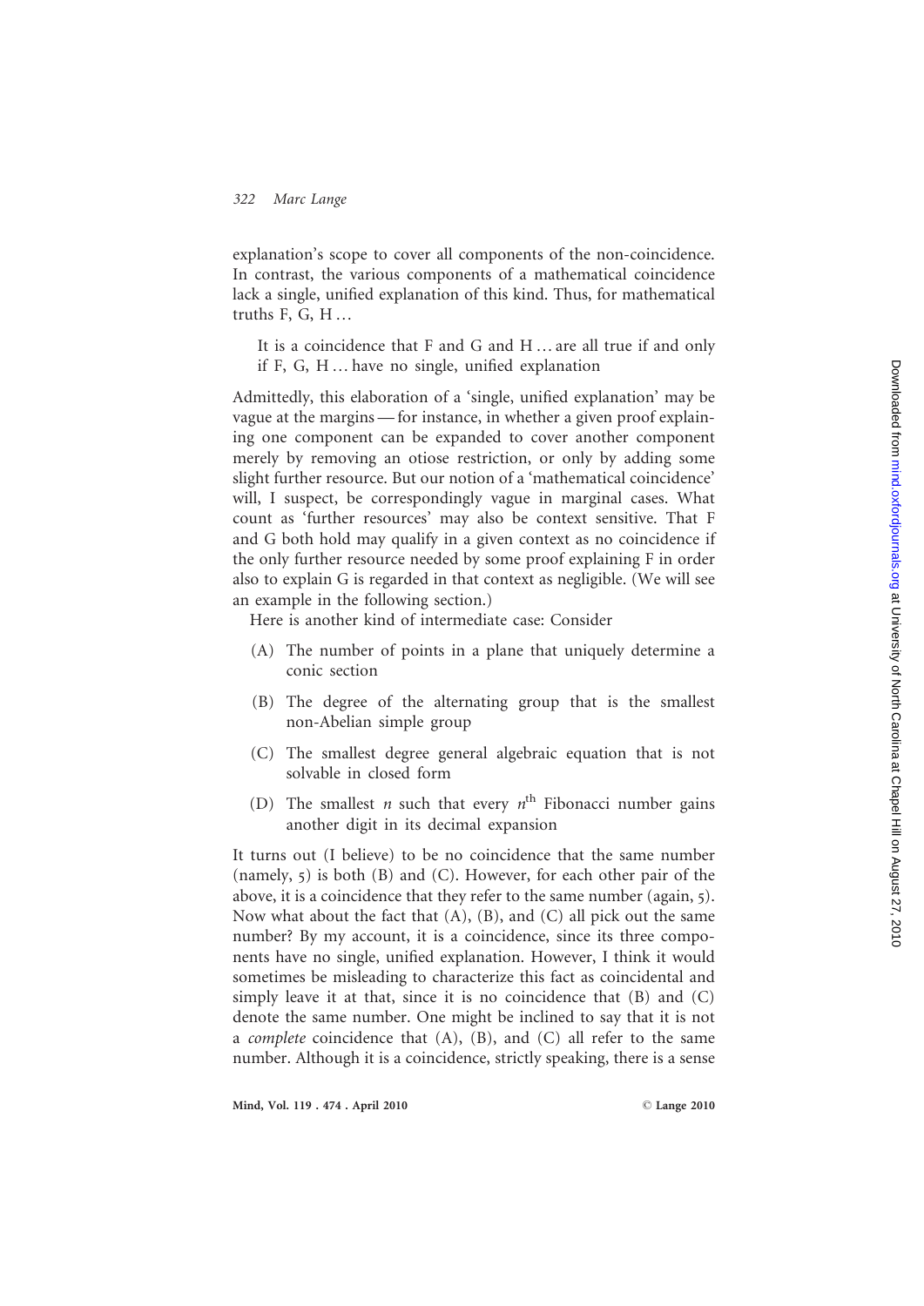explanation's scope to cover all components of the non-coincidence. In contrast, the various components of a mathematical coincidence lack a single, unified explanation of this kind. Thus, for mathematical truths F, G, H …

> It is a coincidence that F and G and H … are all true if and only if F, G, H … have no single, unified explanation

Admittedly, this elaboration of a 'single, unified explanation' may be vague at the margins — for instance, in whether a given proof explaining one component can be expanded to cover another component merely by removing an otiose restriction, or only by adding some slight further resource. But our notion of a 'mathematical coincidence' will, I suspect, be correspondingly vague in marginal cases. What count as 'further resources' may also be context sensitive. That F and G both hold may qualify in a given context as no coincidence if the only further resource needed by some proof explaining F in order also to explain G is regarded in that context as negligible. (We will see an example in the following section.)

Here is another kind of intermediate case: Consider

(A) The number of points in a plane that uniquely determine a conic section

(B) The degree of the alternating group that is the smallest non-Abelian simple group

(C) The smallest degree general algebraic equation that is not solvable in closed form

(D) The smallest $n$ such that every $n^{\text{th}}$ Fibonacci number gains another digit in its decimal expansion

It turns out (I believe) to be no coincidence that the same number (namely, 5) is both (B) and (C). However, for each other pair of the above, it is a coincidence that they refer to the same number (again, 5). Now what about the fact that (A), (B), and (C) all pick out the same number? By my account, it is a coincidence, since its three components have no single, unified explanation. However, I think it would sometimes be misleading to characterize this fact as coincidental and simply leave it at that, since it is no coincidence that (B) and (C) denote the same number. One might be inclined to say that it is not a *complete* coincidence that (A), (B), and (C) all refer to the same number. Although it is a coincidence, strictly speaking, there is a sense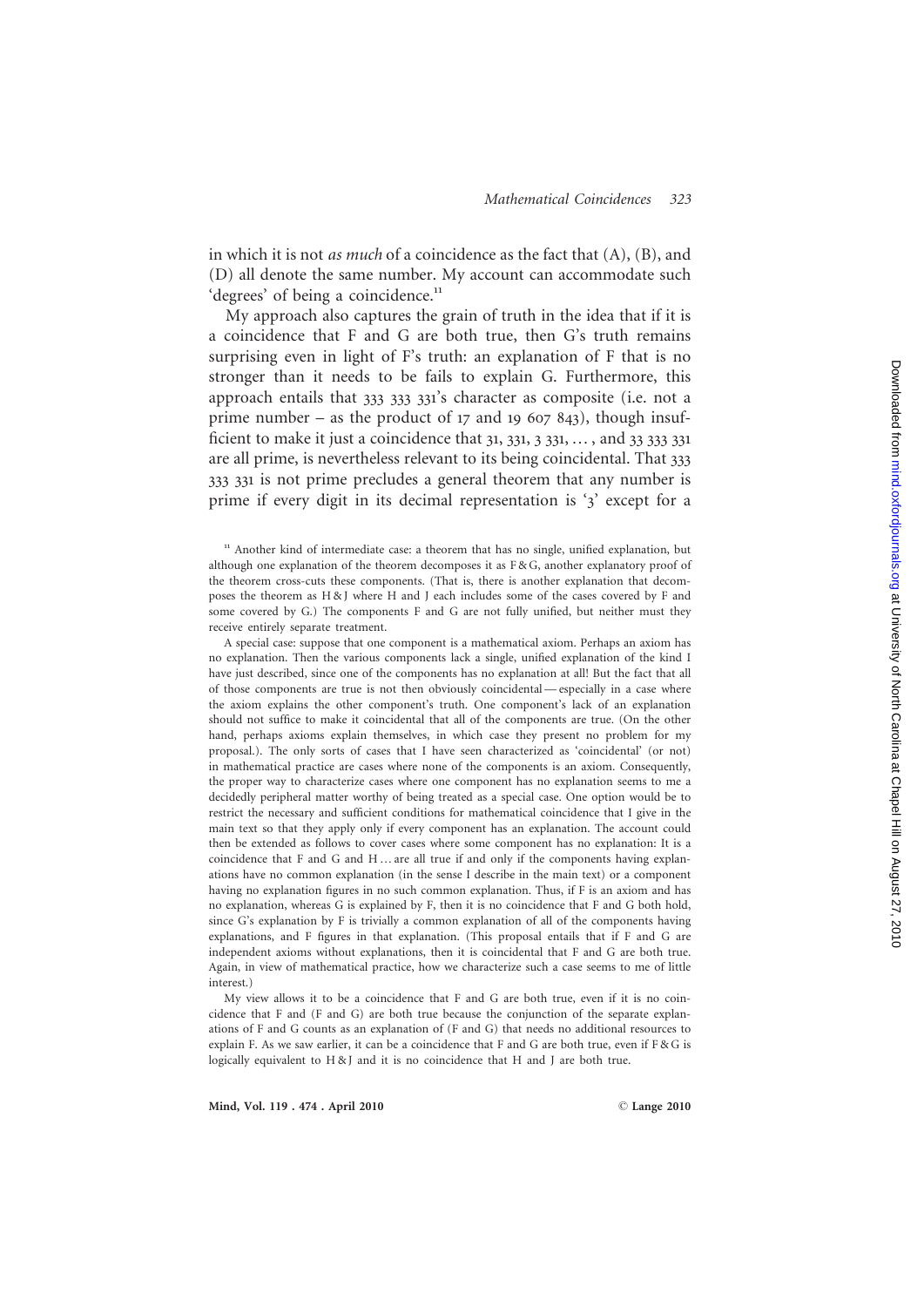in which it is not *as much* of a coincidence as the fact that (A), (B), and (D) all denote the same number. My account can accommodate such 'degrees' of being a coincidence.[11]

My approach also captures the grain of truth in the idea that if it is a coincidence that F and G are both true, then G's truth remains surprising even in light of F's truth: an explanation of F that is no stronger than it needs to be fails to explain G. Furthermore, this approach entails that 333 333 331's character as composite (i.e. not a prime number – as the product of 17 and 19 607 843), though insufficient to make it just a coincidence that 31, 331, 3 331, … , and 33 333 331 are all prime, is nevertheless relevant to its being coincidental. That 333 333 331 is not prime precludes a general theorem that any number is prime if every digit in its decimal representation is '3' except for a

[11] Another kind of intermediate case: a theorem that has no single, unified explanation, but although one explanation of the theorem decomposes it as F & G, another explanatory proof of the theorem cross-cuts these components. (That is, there is another explanation that decomposes the theorem as H & J where H and J each includes some of the cases covered by F and some covered by G.) The components F and G are not fully unified, but neither must they receive entirely separate treatment.

A special case: suppose that one component is a mathematical axiom. Perhaps an axiom has no explanation. Then the various components lack a single, unified explanation of the kind I have just described, since one of the components has no explanation at all! But the fact that all of those components are true is not then obviously coincidental — especially in a case where the axiom explains the other component's truth. One component's lack of an explanation should not suffice to make it coincidental that all of the components are true. (On the other hand, perhaps axioms explain themselves, in which case they present no problem for my proposal.). The only sorts of cases that I have seen characterized as 'coincidental' (or not) in mathematical practice are cases where none of the components is an axiom. Consequently, the proper way to characterize cases where one component has no explanation seems to me a decidedly peripheral matter worthy of being treated as a special case. One option would be to restrict the necessary and sufficient conditions for mathematical coincidence that I give in the main text so that they apply only if every component has an explanation. The account could then be extended as follows to cover cases where some component has no explanation: It is a coincidence that F and G and H … are all true if and only if the components having explanations have no common explanation (in the sense I describe in the main text) or a component having no explanation figures in no such common explanation. Thus, if F is an axiom and has no explanation, whereas G is explained by F, then it is no coincidence that F and G both hold, since G's explanation by F is trivially a common explanation of all of the components having explanations, and F figures in that explanation. (This proposal entails that if F and G are independent axioms without explanations, then it is coincidental that F and G are both true. Again, in view of mathematical practice, how we characterize such a case seems to me of little interest.)

My view allows it to be a coincidence that F and G are both true, even if it is no coincidence that F and (F and G) are both true because the conjunction of the separate explanations of F and G counts as an explanation of (F and G) that needs no additional resources to explain F. As we saw earlier, it can be a coincidence that F and G are both true, even if F & G is logically equivalent to H & J and it is no coincidence that H and J are both true.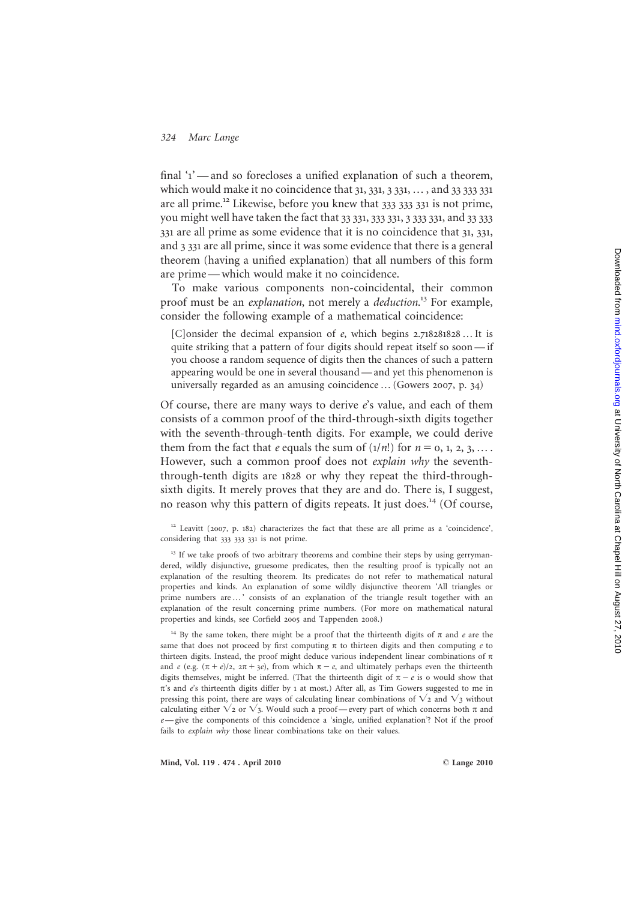final '1' — and so forecloses a unified explanation of such a theorem, which would make it no coincidence that 31, 331, 3 331, … , and 33 333 331 are all prime.[12] Likewise, before you knew that 333 333 331 is not prime, you might well have taken the fact that 33 331, 333 331, 3 333 331, and 33 333 331 are all prime as some evidence that it is no coincidence that 31, 331, and 3 331 are all prime, since it was some evidence that there is a general theorem (having a unified explanation) that all numbers of this form are prime — which would make it no coincidence.

To make various components non-coincidental, their common proof must be an *explanation*, not merely a *deduction*.[13] For example, consider the following example of a mathematical coincidence:

> [C]onsider the decimal expansion of *e*, which begins 2.718281828 … It is quite striking that a pattern of four digits should repeat itself so soon — if you choose a random sequence of digits then the chances of such a pattern appearing would be one in several thousand — and yet this phenomenon is universally regarded as an amusing coincidence … (Gowers 2007, p. 34)

Of course, there are many ways to derive *e*'s value, and each of them consists of a common proof of the third-through-sixth digits together with the seventh-through-tenth digits. For example, we could derive them from the fact that *e* equals the sum of $(1/n!)$ for $n = 0, 1, 2, 3, \ldots$. However, such a common proof does not *explain why* the seventh-through-tenth digits are 1828 or why they repeat the third-through-sixth digits. It merely proves that they are and do. There is, I suggest, no reason why this pattern of digits repeats. It just does.[14] (Of course,

---

[12] Leavitt (2007, p. 182) characterizes the fact that these are all prime as a 'coincidence', considering that 333 333 331 is not prime.

[13] If we take proofs of two arbitrary theorems and combine their steps by using gerrymandered, wildly disjunctive, gruesome predicates, then the resulting proof is typically not an explanation of the resulting theorem. Its predicates do not refer to mathematical natural properties and kinds. An explanation of some wildly disjunctive theorem 'All triangles or prime numbers are … ' consists of an explanation of the triangle result together with an explanation of the result concerning prime numbers. (For more on mathematical natural properties and kinds, see Corfield 2005 and Tappenden 2008.)

[14] By the same token, there might be a proof that the thirteenth digits of $\pi$ and *e* are the same that does not proceed by first computing $\pi$ to thirteen digits and then computing *e* to thirteen digits. Instead, the proof might deduce various independent linear combinations of $\pi$ and *e* (e.g. $(\pi + e)/2$, $2\pi + 3e$), from which $\pi - e$, and ultimately perhaps even the thirteenth digits themselves, might be inferred. (That the thirteenth digit of $\pi - e$ is 0 would show that $\pi$'s and *e*'s thirteenth digits differ by 1 at most.) After all, as Tim Gowers suggested to me in pressing this point, there are ways of calculating linear combinations of $\sqrt{2}$ and $\sqrt{3}$ without calculating either $\sqrt{2}$ or $\sqrt{3}$. Would such a proof — every part of which concerns both $\pi$ and *e* — give the components of this coincidence a 'single, unified explanation'? Not if the proof fails to *explain why* those linear combinations take on their values.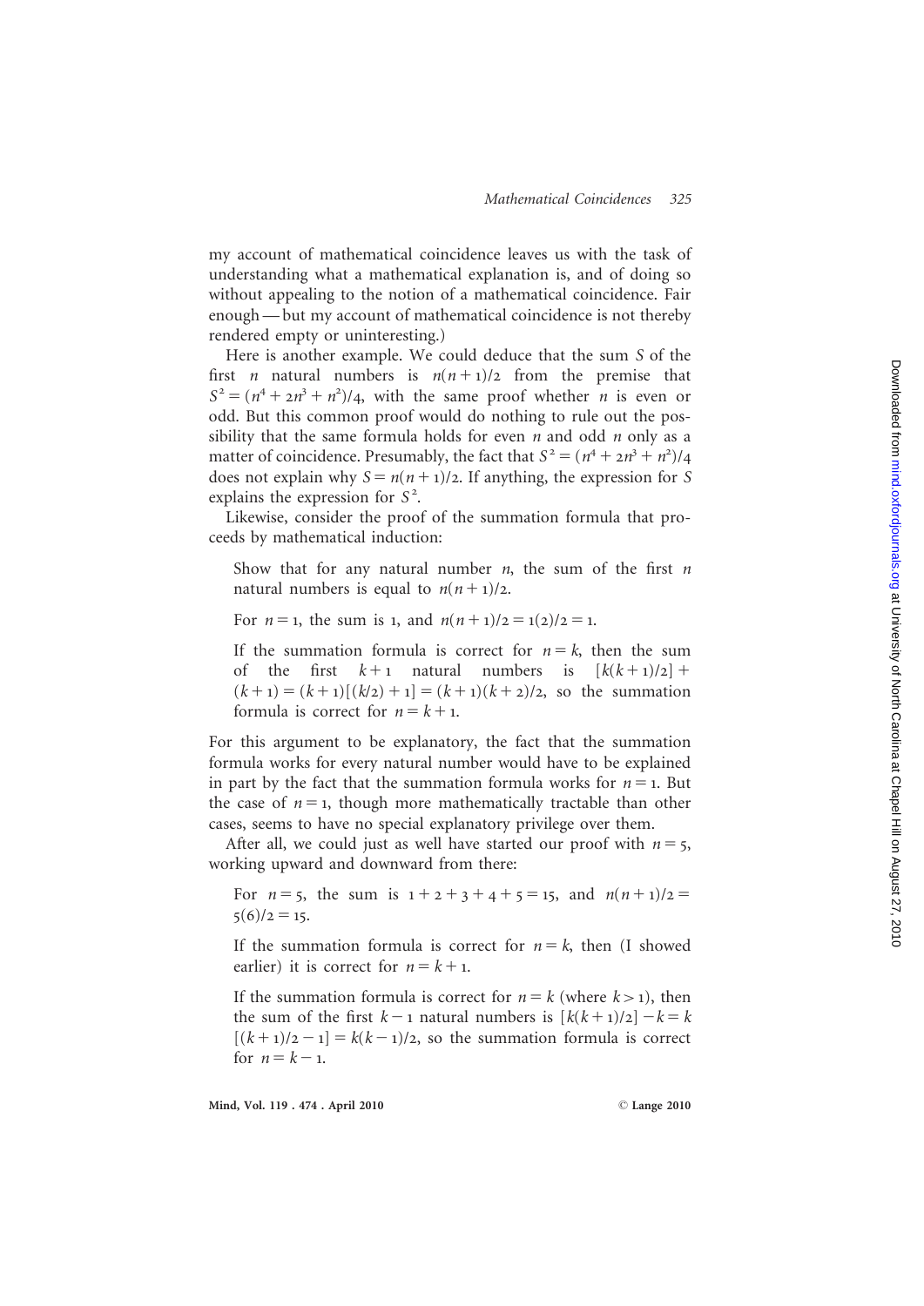my account of mathematical coincidence leaves us with the task of understanding what a mathematical explanation is, and of doing so without appealing to the notion of a mathematical coincidence. Fair enough — but my account of mathematical coincidence is not thereby rendered empty or uninteresting.)

Here is another example. We could deduce that the sum $S$ of the first $n$ natural numbers is $n(n+1)/2$ from the premise that $S^2 = (n^4 + 2n^3 + n^2)/4$, with the same proof whether $n$ is even or odd. But this common proof would do nothing to rule out the possibility that the same formula holds for even $n$ and odd $n$ only as a matter of coincidence. Presumably, the fact that $S^2 = (n^4 + 2n^3 + n^2)/4$ does not explain why $S = n(n+1)/2$. If anything, the expression for $S$ explains the expression for $S^2$.

Likewise, consider the proof of the summation formula that proceeds by mathematical induction:

> Show that for any natural number $n$, the sum of the first $n$ natural numbers is equal to $n(n+1)/2$.
>
> For $n = 1$, the sum is 1, and $n(n+1)/2 = 1(2)/2 = 1$.
>
> If the summation formula is correct for $n = k$, then the sum of the first $k+1$ natural numbers is $[k(k+1)/2] + (k+1) = (k+1)[(k/2)+1] = (k+1)(k+2)/2$, so the summation formula is correct for $n = k+1$.

For this argument to be explanatory, the fact that the summation formula works for every natural number would have to be explained in part by the fact that the summation formula works for $n = 1$. But the case of $n = 1$, though more mathematically tractable than other cases, seems to have no special explanatory privilege over them.

After all, we could just as well have started our proof with $n = 5$, working upward and downward from there:

> For $n = 5$, the sum is $1 + 2 + 3 + 4 + 5 = 15$, and $n(n+1)/2 = 5(6)/2 = 15$.
>
> If the summation formula is correct for $n = k$, then (I showed earlier) it is correct for $n = k+1$.
>
> If the summation formula is correct for $n = k$ (where $k > 1$), then the sum of the first $k-1$ natural numbers is $[k(k+1)/2] - k = k[(k+1)/2 - 1] = k(k-1)/2$, so the summation formula is correct for $n = k-1$.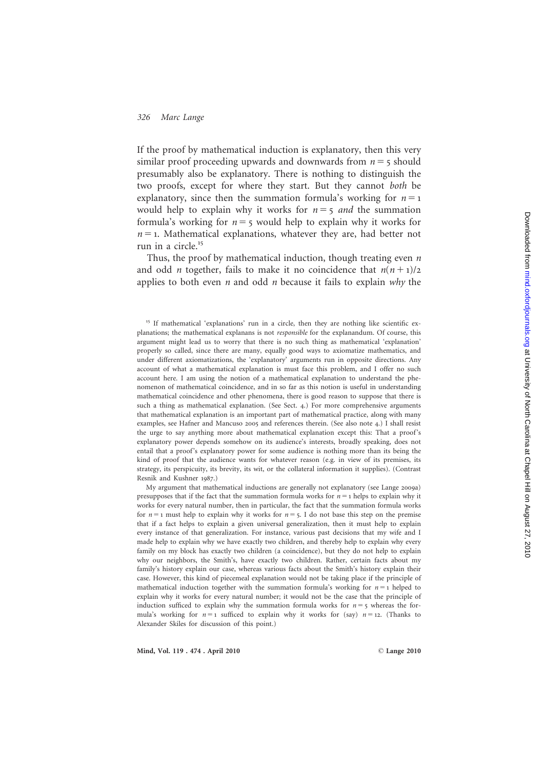If the proof by mathematical induction is explanatory, then this very similar proof proceeding upwards and downwards from $n = 5$ should presumably also be explanatory. There is nothing to distinguish the two proofs, except for where they start. But they cannot *both* be explanatory, since then the summation formula's working for $n = 1$ would help to explain why it works for $n = 5$ *and* the summation formula's working for $n = 5$ would help to explain why it works for $n = 1$. Mathematical explanations, whatever they are, had better not run in a circle.[15]

Thus, the proof by mathematical induction, though treating even $n$ and odd $n$ together, fails to make it no coincidence that $n(n + 1)/2$ applies to both even $n$ and odd $n$ because it fails to explain *why* the

---

[15] If mathematical 'explanations' run in a circle, then they are nothing like scientific explanations; the mathematical explanans is not *responsible* for the explanandum. Of course, this argument might lead us to worry that there is no such thing as mathematical 'explanation' properly so called, since there are many, equally good ways to axiomatize mathematics, and under different axiomatizations, the 'explanatory' arguments run in opposite directions. Any account of what a mathematical explanation is must face this problem, and I offer no such account here. I am using the notion of a mathematical explanation to understand the phenomenon of mathematical coincidence, and in so far as this notion is useful in understanding mathematical coincidence and other phenomena, there is good reason to suppose that there is such a thing as mathematical explanation. (See Sect. 4.) For more comprehensive arguments that mathematical explanation is an important part of mathematical practice, along with many examples, see Hafner and Mancuso 2005 and references therein. (See also note 4.) I shall resist the urge to say anything more about mathematical explanation except this: That a proof's explanatory power depends somehow on its audience's interests, broadly speaking, does not entail that a proof's explanatory power for some audience is nothing more than its being the kind of proof that the audience wants for whatever reason (e.g. in view of its premises, its strategy, its perspicuity, its brevity, its wit, or the collateral information it supplies). (Contrast Resnik and Kushner 1987.)

My argument that mathematical inductions are generally not explanatory (see Lange 2009a) presupposes that if the fact that the summation formula works for $n = 1$ helps to explain why it works for every natural number, then in particular, the fact that the summation formula works for $n = 1$ must help to explain why it works for $n = 5$. I do not base this step on the premise that if a fact helps to explain a given universal generalization, then it must help to explain every instance of that generalization. For instance, various past decisions that my wife and I made help to explain why we have exactly two children, and thereby help to explain why every family on my block has exactly two children (a coincidence), but they do not help to explain why our neighbors, the Smith's, have exactly two children. Rather, certain facts about my family's history explain our case, whereas various facts about the Smith's history explain their case. However, this kind of piecemeal explanation would not be taking place if the principle of mathematical induction together with the summation formula's working for $n = 1$ helped to explain why it works for every natural number; it would not be the case that the principle of induction sufficed to explain why the summation formula works for $n = 5$ whereas the formula's working for $n = 1$ sufficed to explain why it works for (say) $n = 12$. (Thanks to Alexander Skiles for discussion of this point.)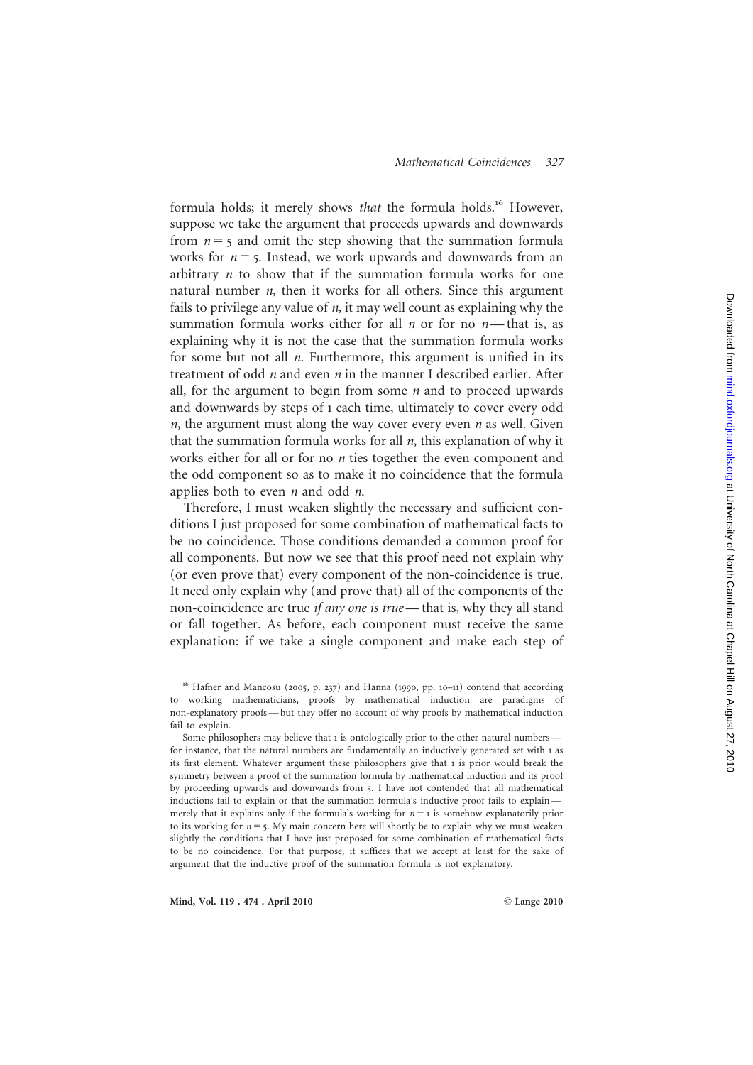formula holds; it merely shows *that* the formula holds.[16] However, suppose we take the argument that proceeds upwards and downwards from $n = 5$ and omit the step showing that the summation formula works for $n = 5$. Instead, we work upwards and downwards from an arbitrary $n$ to show that if the summation formula works for one natural number $n$, then it works for all others. Since this argument fails to privilege any value of $n$, it may well count as explaining why the summation formula works either for all $n$ or for no $n$—that is, as explaining why it is not the case that the summation formula works for some but not all $n$. Furthermore, this argument is unified in its treatment of odd $n$ and even $n$ in the manner I described earlier. After all, for the argument to begin from some $n$ and to proceed upwards and downwards by steps of 1 each time, ultimately to cover every odd $n$, the argument must along the way cover every even $n$ as well. Given that the summation formula works for all $n$, this explanation of why it works either for all or for no $n$ ties together the even component and the odd component so as to make it no coincidence that the formula applies both to even $n$ and odd $n$.

Therefore, I must weaken slightly the necessary and sufficient conditions I just proposed for some combination of mathematical facts to be no coincidence. Those conditions demanded a common proof for all components. But now we see that this proof need not explain why (or even prove that) every component of the non-coincidence is true. It need only explain why (and prove that) all of the components of the non-coincidence are true *if any one is true*—that is, why they all stand or fall together. As before, each component must receive the same explanation: if we take a single component and make each step of

[16] Hafner and Mancosu (2005, p. 237) and Hanna (1990, pp. 10–11) contend that according to working mathematicians, proofs by mathematical induction are paradigms of non-explanatory proofs—but they offer no account of why proofs by mathematical induction fail to explain.

Some philosophers may believe that 1 is ontologically prior to the other natural numbers—for instance, that the natural numbers are fundamentally an inductively generated set with 1 as its first element. Whatever argument these philosophers give that 1 is prior would break the symmetry between a proof of the summation formula by mathematical induction and its proof by proceeding upwards and downwards from 5. I have not contended that all mathematical inductions fail to explain or that the summation formula's inductive proof fails to explain—merely that it explains only if the formula's working for $n = 1$ is somehow explanatorily prior to its working for $n = 5$. My main concern here will shortly be to explain why we must weaken slightly the conditions that I have just proposed for some combination of mathematical facts to be no coincidence. For that purpose, it suffices that we accept at least for the sake of argument that the inductive proof of the summation formula is not explanatory.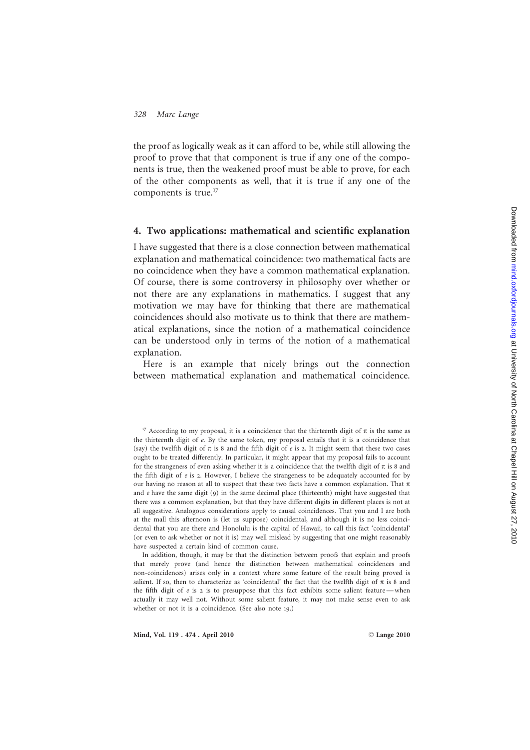the proof as logically weak as it can afford to be, while still allowing the proof to prove that that component is true if any one of the components is true, then the weakened proof must be able to prove, for each of the other components as well, that it is true if any one of the components is true.[17]

## 4. Two applications: mathematical and scientific explanation

I have suggested that there is a close connection between mathematical explanation and mathematical coincidence: two mathematical facts are no coincidence when they have a common mathematical explanation. Of course, there is some controversy in philosophy over whether or not there are any explanations in mathematics. I suggest that any motivation we may have for thinking that there are mathematical coincidences should also motivate us to think that there are mathematical explanations, since the notion of a mathematical coincidence can be understood only in terms of the notion of a mathematical explanation.

Here is an example that nicely brings out the connection between mathematical explanation and mathematical coincidence.

---

[17] According to my proposal, it is a coincidence that the thirteenth digit of $\pi$ is the same as the thirteenth digit of $e$. By the same token, my proposal entails that it is a coincidence that (say) the twelfth digit of $\pi$ is 8 and the fifth digit of $e$ is 2. It might seem that these two cases ought to be treated differently. In particular, it might appear that my proposal fails to account for the strangeness of even asking whether it is a coincidence that the twelfth digit of $\pi$ is 8 and the fifth digit of $e$ is 2. However, I believe the strangeness to be adequately accounted for by our having no reason at all to suspect that these two facts have a common explanation. That $\pi$ and $e$ have the same digit (9) in the same decimal place (thirteenth) might have suggested that there was a common explanation, but that they have different digits in different places is not at all suggestive. Analogous considerations apply to causal coincidences. That you and I are both at the mall this afternoon is (let us suppose) coincidental, and although it is no less coincidental that you are there and Honolulu is the capital of Hawaii, to call this fact 'coincidental' (or even to ask whether or not it is) may well mislead by suggesting that one might reasonably have suspected a certain kind of common cause.

In addition, though, it may be that the distinction between proofs that explain and proofs that merely prove (and hence the distinction between mathematical coincidences and non-coincidences) arises only in a context where some feature of the result being proved is salient. If so, then to characterize as 'coincidental' the fact that the twelfth digit of $\pi$ is 8 and the fifth digit of $e$ is 2 is to presuppose that this fact exhibits some salient feature — when actually it may well not. Without some salient feature, it may not make sense even to ask whether or not it is a coincidence. (See also note 19.)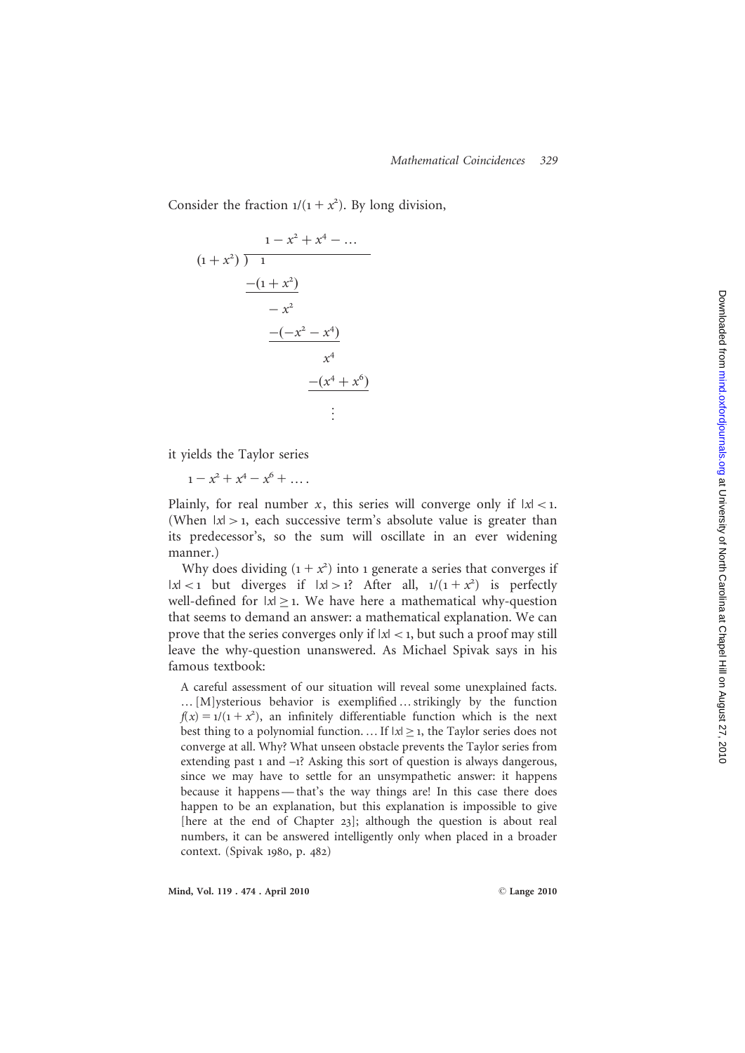Consider the fraction $1/(1 + x^2)$. By long division,

$$
\begin{array}{r l}
 & \quad 1 - x^2 + x^4 - \ldots \\
(1+x^2) \,\big)\!\! & \overline{\;1\qquad\qquad\qquad\quad} \\
 & \underline{-(1+x^2)} \\
 & \quad -x^2 \\
 & \quad \underline{-(-x^2 - x^4)} \\
 & \qquad\qquad x^4 \\
 & \qquad\quad \underline{-(x^4 + x^6)} \\
 & \qquad\qquad\quad \vdots
\end{array}
$$

it yields the Taylor series

$$1 - x^2 + x^4 - x^6 + \ldots .$$

Plainly, for real number $x$, this series will converge only if $|x| < 1$. (When $|x| > 1$, each successive term's absolute value is greater than its predecessor's, so the sum will oscillate in an ever widening manner.)

Why does dividing $(1 + x^2)$ into 1 generate a series that converges if $|x| < 1$ but diverges if $|x| > 1$? After all, $1/(1 + x^2)$ is perfectly well-defined for $|x| \geq 1$. We have here a mathematical why-question that seems to demand an answer: a mathematical explanation. We can prove that the series converges only if $|x| < 1$, but such a proof may still leave the why-question unanswered. As Michael Spivak says in his famous textbook:

> A careful assessment of our situation will reveal some unexplained facts. … [M]ysterious behavior is exemplified … strikingly by the function $f(x) = 1/(1 + x^2)$, an infinitely differentiable function which is the next best thing to a polynomial function. … If $|x| \geq 1$, the Taylor series does not converge at all. Why? What unseen obstacle prevents the Taylor series from extending past 1 and –1? Asking this sort of question is always dangerous, since we may have to settle for an unsympathetic answer: it happens because it happens — that's the way things are! In this case there does happen to be an explanation, but this explanation is impossible to give [here at the end of Chapter 23]; although the question is about real numbers, it can be answered intelligently only when placed in a broader context. (Spivak 1980, p. 482)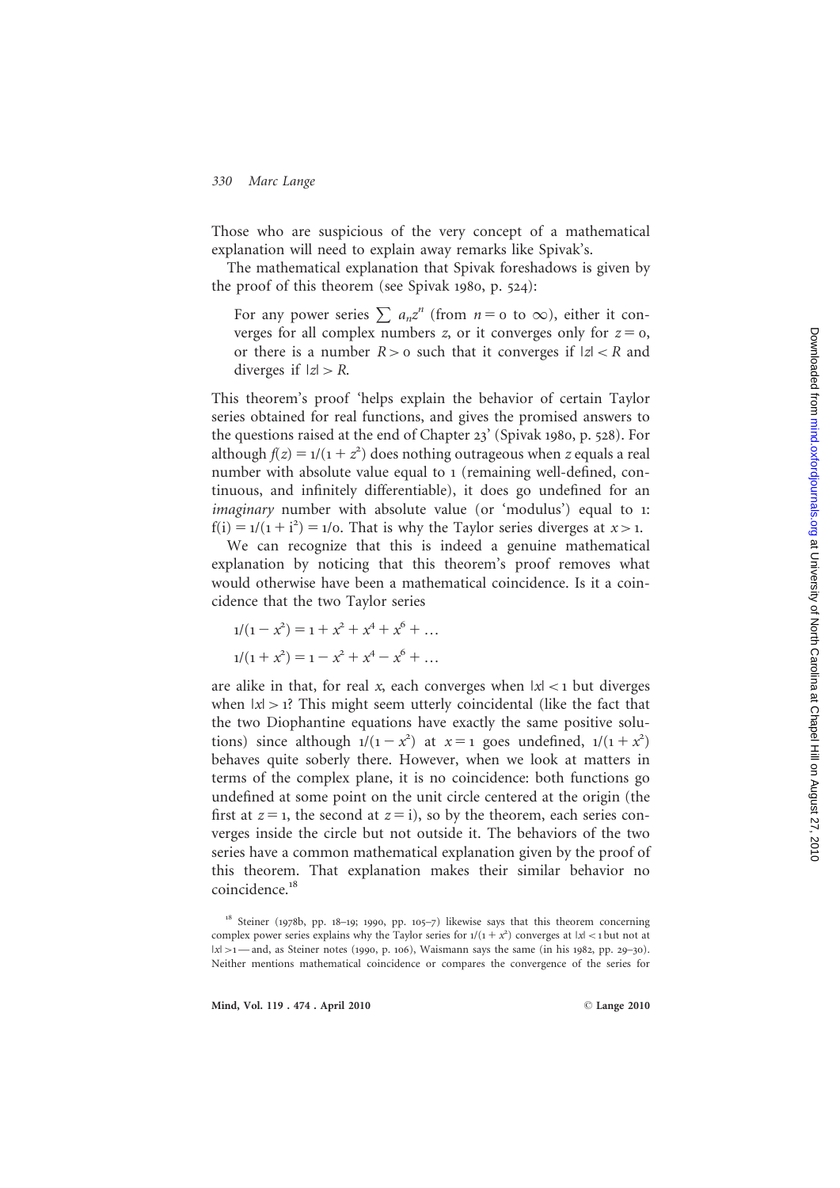Those who are suspicious of the very concept of a mathematical explanation will need to explain away remarks like Spivak's.

The mathematical explanation that Spivak foreshadows is given by the proof of this theorem (see Spivak 1980, p. 524):

> For any power series $\sum a_n z^n$ (from $n = 0$ to $\infty$), either it converges for all complex numbers $z$, or it converges only for $z = 0$, or there is a number $R > 0$ such that it converges if $|z| < R$ and diverges if $|z| > R$.

This theorem's proof 'helps explain the behavior of certain Taylor series obtained for real functions, and gives the promised answers to the questions raised at the end of Chapter 23' (Spivak 1980, p. 528). For although $f(z) = 1/(1 + z^2)$ does nothing outrageous when $z$ equals a real number with absolute value equal to 1 (remaining well-defined, continuous, and infinitely differentiable), it does go undefined for an *imaginary* number with absolute value (or 'modulus') equal to 1: $f(i) = 1/(1 + i^2) = 1/0$. That is why the Taylor series diverges at $x > 1$.

We can recognize that this is indeed a genuine mathematical explanation by noticing that this theorem's proof removes what would otherwise have been a mathematical coincidence. Is it a coincidence that the two Taylor series

$$1/(1 - x^2) = 1 + x^2 + x^4 + x^6 + \ldots$$

$$1/(1 + x^2) = 1 - x^2 + x^4 - x^6 + \ldots$$

are alike in that, for real $x$, each converges when $|x| < 1$ but diverges when $|x| > 1$? This might seem utterly coincidental (like the fact that the two Diophantine equations have exactly the same positive solutions) since although $1/(1 - x^2)$ at $x = 1$ goes undefined, $1/(1 + x^2)$ behaves quite soberly there. However, when we look at matters in terms of the complex plane, it is no coincidence: both functions go undefined at some point on the unit circle centered at the origin (the first at $z = 1$, the second at $z = i$), so by the theorem, each series converges inside the circle but not outside it. The behaviors of the two series have a common mathematical explanation given by the proof of this theorem. That explanation makes their similar behavior no coincidence.[18]

[18] Steiner (1978b, pp. 18–19; 1990, pp. 105–7) likewise says that this theorem concerning complex power series explains why the Taylor series for $1/(1 + x^2)$ converges at $|x| < 1$ but not at $|x| > 1$ — and, as Steiner notes (1990, p. 106), Waismann says the same (in his 1982, pp. 29–30). Neither mentions mathematical coincidence or compares the convergence of the series for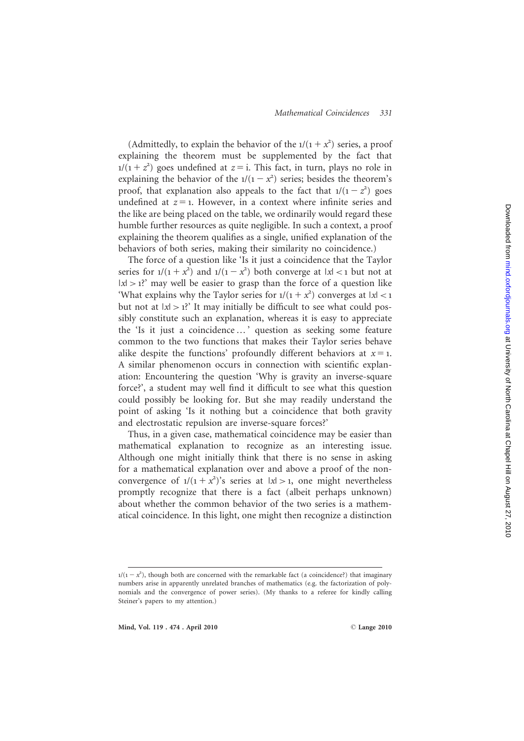(Admittedly, to explain the behavior of the $1/(1 + x^2)$ series, a proof explaining the theorem must be supplemented by the fact that $1/(1 + z^2)$ goes undefined at $z = \mathrm{i}$. This fact, in turn, plays no role in explaining the behavior of the $1/(1 - x^2)$ series; besides the theorem's proof, that explanation also appeals to the fact that $1/(1 - z^2)$ goes undefined at $z = 1$. However, in a context where infinite series and the like are being placed on the table, we ordinarily would regard these humble further resources as quite negligible. In such a context, a proof explaining the theorem qualifies as a single, unified explanation of the behaviors of both series, making their similarity no coincidence.)

The force of a question like 'Is it just a coincidence that the Taylor series for $1/(1 + x^2)$ and $1/(1 - x^2)$ both converge at $|x| < 1$ but not at $|x| > 1$?' may well be easier to grasp than the force of a question like 'What explains why the Taylor series for $1/(1 + x^2)$ converges at $|x| < 1$ but not at $|x| > 1$?' It may initially be difficult to see what could possibly constitute such an explanation, whereas it is easy to appreciate the 'Is it just a coincidence …' question as seeking some feature common to the two functions that makes their Taylor series behave alike despite the functions' profoundly different behaviors at $x = 1$. A similar phenomenon occurs in connection with scientific explanation: Encountering the question 'Why is gravity an inverse-square force?', a student may well find it difficult to see what this question could possibly be looking for. But she may readily understand the point of asking 'Is it nothing but a coincidence that both gravity and electrostatic repulsion are inverse-square forces?'

Thus, in a given case, mathematical coincidence may be easier than mathematical explanation to recognize as an interesting issue. Although one might initially think that there is no sense in asking for a mathematical explanation over and above a proof of the nonconvergence of $1/(1 + x^2)$'s series at $|x| > 1$, one might nevertheless promptly recognize that there is a fact (albeit perhaps unknown) about whether the common behavior of the two series is a mathematical coincidence. In this light, one might then recognize a distinction

---

$1/(1 - x^2)$, though both are concerned with the remarkable fact (a coincidence?) that imaginary numbers arise in apparently unrelated branches of mathematics (e.g. the factorization of polynomials and the convergence of power series). (My thanks to a referee for kindly calling Steiner's papers to my attention.)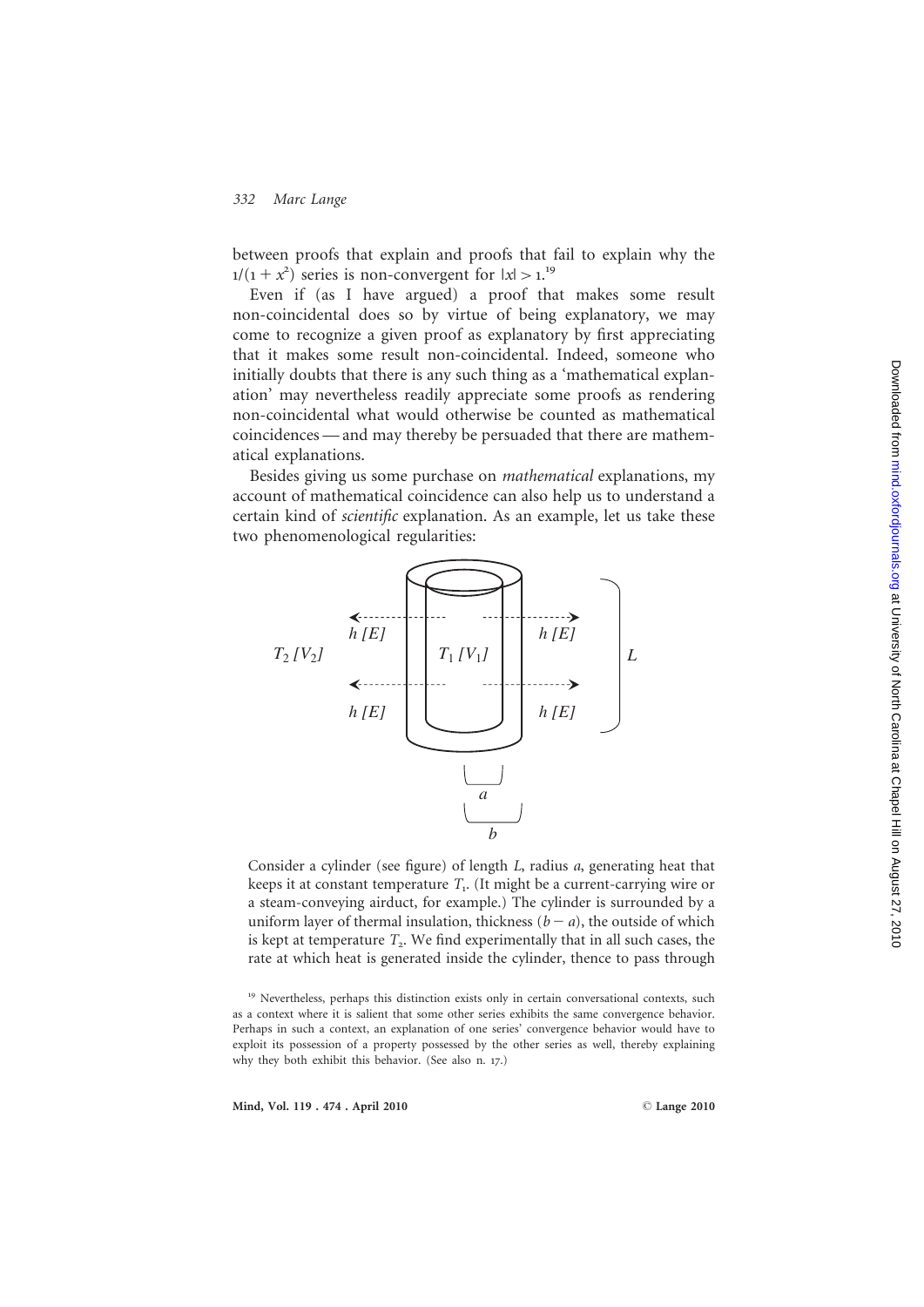between proofs that explain and proofs that fail to explain why the $1/(1+x^2)$ series is non-convergent for $|x| > 1$.[19]

Even if (as I have argued) a proof that makes some result non-coincidental does so by virtue of being explanatory, we may come to recognize a given proof as explanatory by first appreciating that it makes some result non-coincidental. Indeed, someone who initially doubts that there is any such thing as a 'mathematical explanation' may nevertheless readily appreciate some proofs as rendering non-coincidental what would otherwise be counted as mathematical coincidences — and may thereby be persuaded that there are mathematical explanations.

Besides giving us some purchase on *mathematical* explanations, my account of mathematical coincidence can also help us to understand a certain kind of *scientific* explanation. As an example, let us take these two phenomenological regularities:

> Consider a cylinder (see figure) of length $L$, radius $a$, generating heat that keeps it at constant temperature $T_1$. (It might be a current-carrying wire or a steam-conveying airduct, for example.) The cylinder is surrounded by a uniform layer of thermal insulation, thickness $(b - a)$, the outside of which is kept at temperature $T_2$. We find experimentally that in all such cases, the rate at which heat is generated inside the cylinder, thence to pass through

[19] Nevertheless, perhaps this distinction exists only in certain conversational contexts, such as a context where it is salient that some other series exhibits the same convergence behavior. Perhaps in such a context, an explanation of one series' convergence behavior would have to exploit its possession of a property possessed by the other series as well, thereby explaining why they both exhibit this behavior. (See also n. 17.)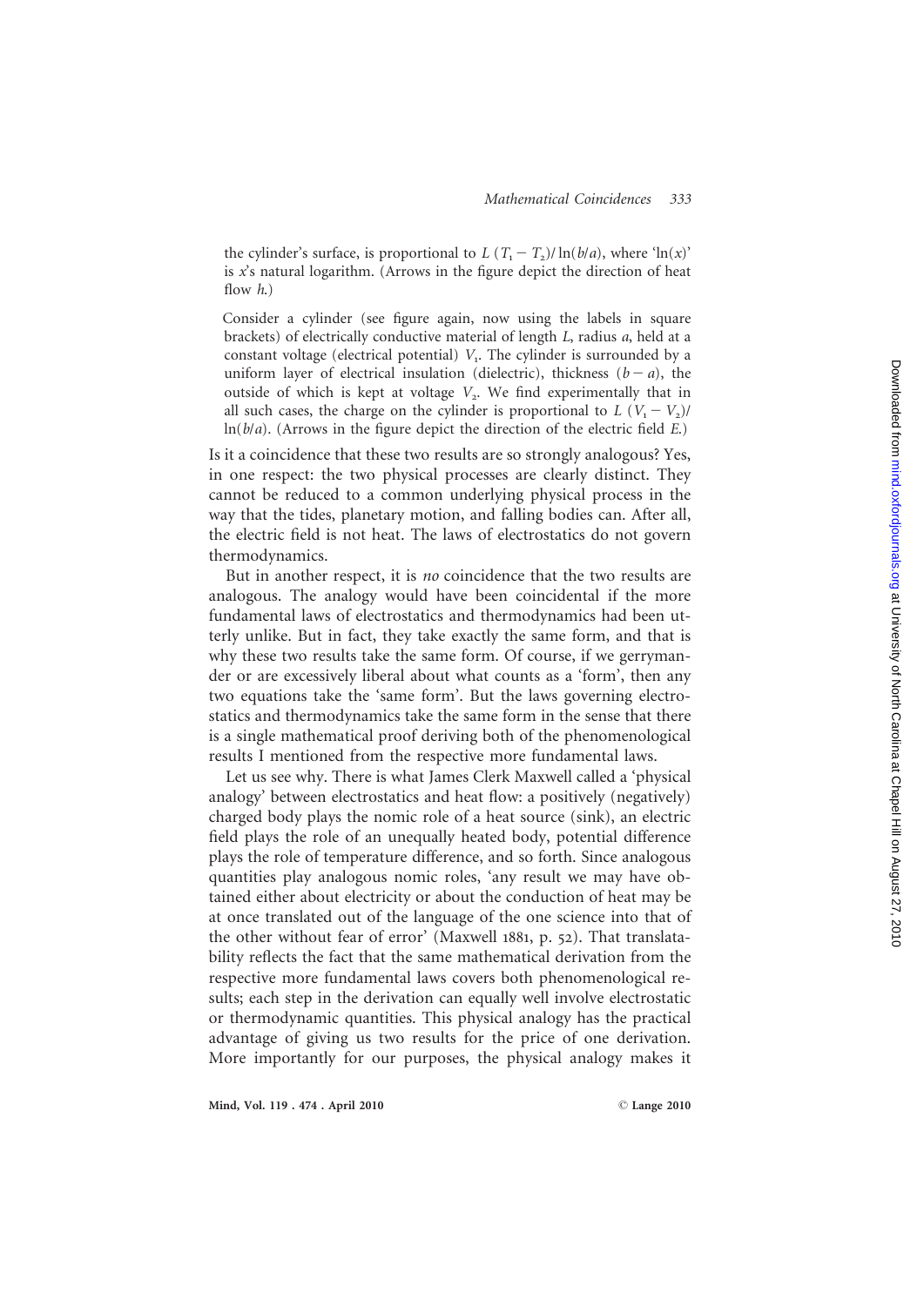the cylinder's surface, is proportional to $L (T_1 - T_2)/ \ln(b/a)$, where '$\ln(x)$' is $x$'s natural logarithm. (Arrows in the figure depict the direction of heat flow $h$.)

> Consider a cylinder (see figure again, now using the labels in square brackets) of electrically conductive material of length $L$, radius $a$, held at a constant voltage (electrical potential) $V_1$. The cylinder is surrounded by a uniform layer of electrical insulation (dielectric), thickness $(b - a)$, the outside of which is kept at voltage $V_2$. We find experimentally that in all such cases, the charge on the cylinder is proportional to $L (V_1 - V_2)/ \ln(b/a)$. (Arrows in the figure depict the direction of the electric field $E$.)

Is it a coincidence that these two results are so strongly analogous? Yes, in one respect: the two physical processes are clearly distinct. They cannot be reduced to a common underlying physical process in the way that the tides, planetary motion, and falling bodies can. After all, the electric field is not heat. The laws of electrostatics do not govern thermodynamics.

But in another respect, it is *no* coincidence that the two results are analogous. The analogy would have been coincidental if the more fundamental laws of electrostatics and thermodynamics had been utterly unlike. But in fact, they take exactly the same form, and that is why these two results take the same form. Of course, if we gerrymander or are excessively liberal about what counts as a 'form', then any two equations take the 'same form'. But the laws governing electrostatics and thermodynamics take the same form in the sense that there is a single mathematical proof deriving both of the phenomenological results I mentioned from the respective more fundamental laws.

Let us see why. There is what James Clerk Maxwell called a 'physical analogy' between electrostatics and heat flow: a positively (negatively) charged body plays the nomic role of a heat source (sink), an electric field plays the role of an unequally heated body, potential difference plays the role of temperature difference, and so forth. Since analogous quantities play analogous nomic roles, 'any result we may have obtained either about electricity or about the conduction of heat may be at once translated out of the language of the one science into that of the other without fear of error' (Maxwell 1881, p. 52). That translatability reflects the fact that the same mathematical derivation from the respective more fundamental laws covers both phenomenological results; each step in the derivation can equally well involve electrostatic or thermodynamic quantities. This physical analogy has the practical advantage of giving us two results for the price of one derivation. More importantly for our purposes, the physical analogy makes it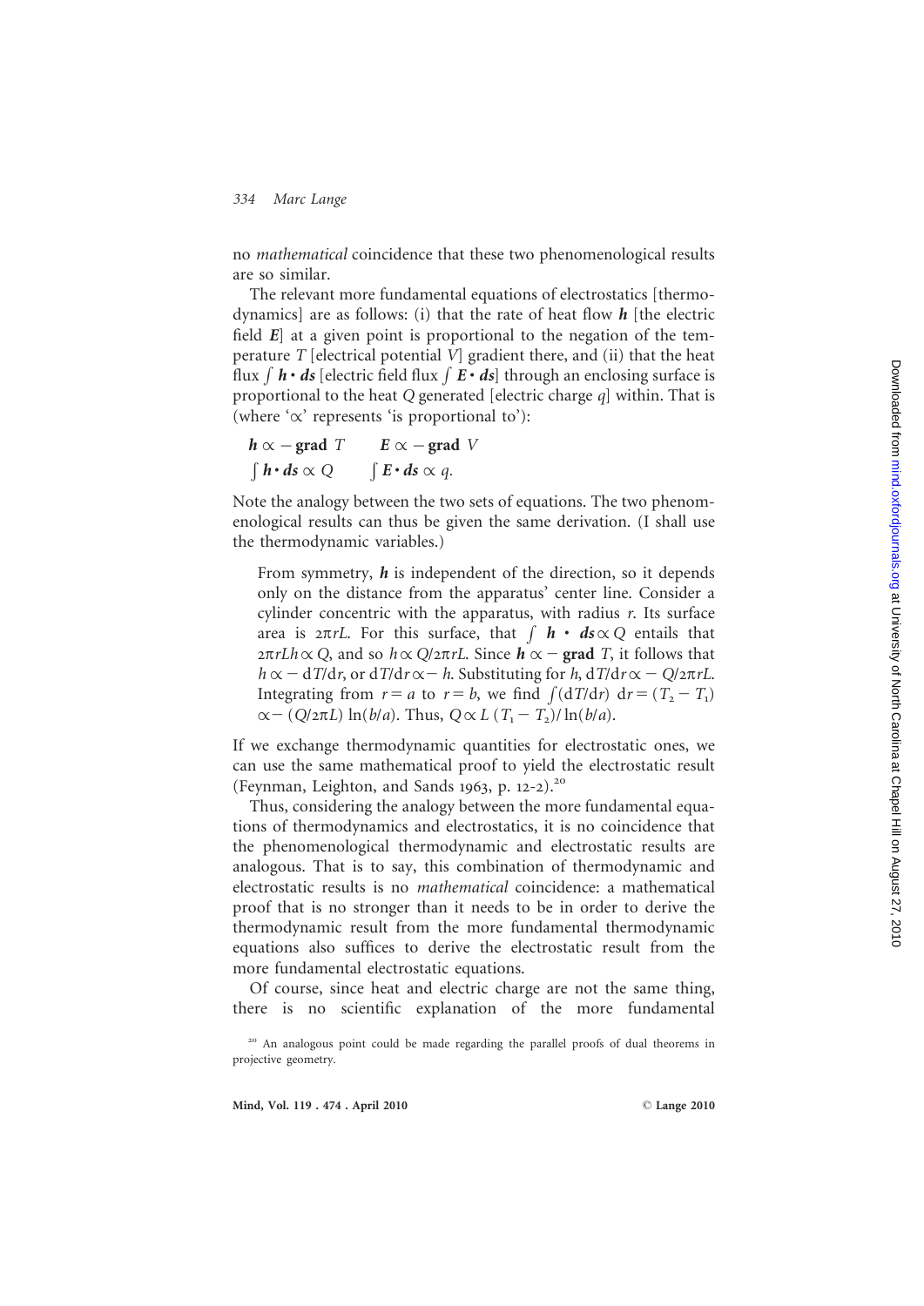no *mathematical* coincidence that these two phenomenological results are so similar.

The relevant more fundamental equations of electrostatics [thermodynamics] are as follows: (i) that the rate of heat flow $\boldsymbol{h}$ [the electric field $\boldsymbol{E}$] at a given point is proportional to the negation of the temperature $T$ [electrical potential $V$] gradient there, and (ii) that the heat flux $\int \boldsymbol{h} \cdot \boldsymbol{ds}$ [electric field flux $\int \boldsymbol{E} \cdot \boldsymbol{ds}$] through an enclosing surface is proportional to the heat $Q$ generated [electric charge $q$] within. That is (where '$\propto$' represents 'is proportional to'):

$$\boldsymbol{h} \propto -\,\mathbf{grad}\ T \qquad \boldsymbol{E} \propto -\,\mathbf{grad}\ V$$
$$\int \boldsymbol{h} \cdot \boldsymbol{ds} \propto Q \qquad \int \boldsymbol{E} \cdot \boldsymbol{ds} \propto q.$$

Note the analogy between the two sets of equations. The two phenomenological results can thus be given the same derivation. (I shall use the thermodynamic variables.)

> From symmetry, $\boldsymbol{h}$ is independent of the direction, so it depends only on the distance from the apparatus' center line. Consider a cylinder concentric with the apparatus, with radius $r$. Its surface area is $2\pi rL$. For this surface, that $\int \boldsymbol{h} \cdot \boldsymbol{ds} \propto Q$ entails that $2\pi rLh \propto Q$, and so $h \propto Q/2\pi rL$. Since $\boldsymbol{h} \propto -\,\mathbf{grad}\ T$, it follows that $h \propto -\,\mathrm{d}T/\mathrm{d}r$, or $\mathrm{d}T/\mathrm{d}r \propto -\,h$. Substituting for $h$, $\mathrm{d}T/\mathrm{d}r \propto -\,Q/2\pi rL$. Integrating from $r = a$ to $r = b$, we find $\int(\mathrm{d}T/\mathrm{d}r)\ \mathrm{d}r = (T_2 - T_1) \propto -\,(Q/2\pi L)\ \ln(b/a)$. Thus, $Q \propto L\ (T_1 - T_2)/\ln(b/a)$.

If we exchange thermodynamic quantities for electrostatic ones, we can use the same mathematical proof to yield the electrostatic result (Feynman, Leighton, and Sands 1963, p. 12-2).[20]

Thus, considering the analogy between the more fundamental equations of thermodynamics and electrostatics, it is no coincidence that the phenomenological thermodynamic and electrostatic results are analogous. That is to say, this combination of thermodynamic and electrostatic results is no *mathematical* coincidence: a mathematical proof that is no stronger than it needs to be in order to derive the thermodynamic result from the more fundamental thermodynamic equations also suffices to derive the electrostatic result from the more fundamental electrostatic equations.

Of course, since heat and electric charge are not the same thing, there is no scientific explanation of the more fundamental

[20] An analogous point could be made regarding the parallel proofs of dual theorems in projective geometry.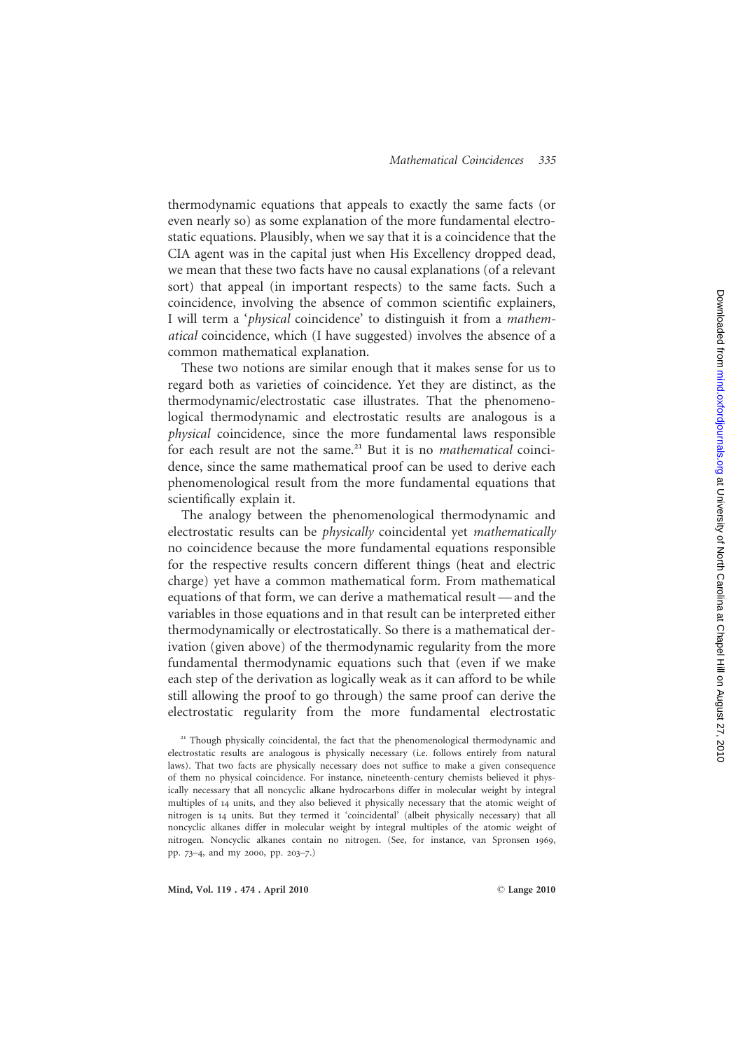thermodynamic equations that appeals to exactly the same facts (or even nearly so) as some explanation of the more fundamental electrostatic equations. Plausibly, when we say that it is a coincidence that the CIA agent was in the capital just when His Excellency dropped dead, we mean that these two facts have no causal explanations (of a relevant sort) that appeal (in important respects) to the same facts. Such a coincidence, involving the absence of common scientific explainers, I will term a '*physical* coincidence' to distinguish it from a *mathematical* coincidence, which (I have suggested) involves the absence of a common mathematical explanation.

These two notions are similar enough that it makes sense for us to regard both as varieties of coincidence. Yet they are distinct, as the thermodynamic/electrostatic case illustrates. That the phenomenological thermodynamic and electrostatic results are analogous is a *physical* coincidence, since the more fundamental laws responsible for each result are not the same.[21] But it is no *mathematical* coincidence, since the same mathematical proof can be used to derive each phenomenological result from the more fundamental equations that scientifically explain it.

The analogy between the phenomenological thermodynamic and electrostatic results can be *physically* coincidental yet *mathematically* no coincidence because the more fundamental equations responsible for the respective results concern different things (heat and electric charge) yet have a common mathematical form. From mathematical equations of that form, we can derive a mathematical result — and the variables in those equations and in that result can be interpreted either thermodynamically or electrostatically. So there is a mathematical derivation (given above) of the thermodynamic regularity from the more fundamental thermodynamic equations such that (even if we make each step of the derivation as logically weak as it can afford to be while still allowing the proof to go through) the same proof can derive the electrostatic regularity from the more fundamental electrostatic

[21] Though physically coincidental, the fact that the phenomenological thermodynamic and electrostatic results are analogous is physically necessary (i.e. follows entirely from natural laws). That two facts are physically necessary does not suffice to make a given consequence of them no physical coincidence. For instance, nineteenth-century chemists believed it physically necessary that all noncyclic alkane hydrocarbons differ in molecular weight by integral multiples of 14 units, and they also believed it physically necessary that the atomic weight of nitrogen is 14 units. But they termed it 'coincidental' (albeit physically necessary) that all noncyclic alkanes differ in molecular weight by integral multiples of the atomic weight of nitrogen. Noncyclic alkanes contain no nitrogen. (See, for instance, van Spronsen 1969, pp. 73–4, and my 2000, pp. 203–7.)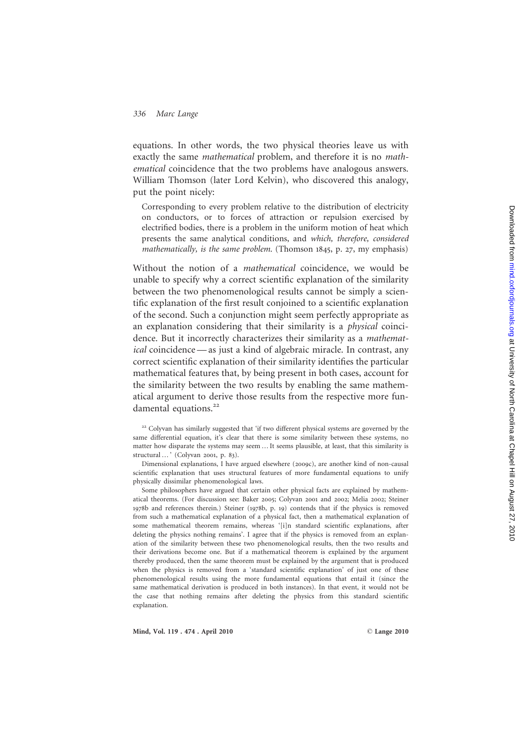equations. In other words, the two physical theories leave us with exactly the same *mathematical* problem, and therefore it is no *mathematical* coincidence that the two problems have analogous answers. William Thomson (later Lord Kelvin), who discovered this analogy, put the point nicely:

> Corresponding to every problem relative to the distribution of electricity on conductors, or to forces of attraction or repulsion exercised by electrified bodies, there is a problem in the uniform motion of heat which presents the same analytical conditions, and *which, therefore, considered mathematically, is the same problem.* (Thomson 1845, p. 27, my emphasis)

Without the notion of a *mathematical* coincidence, we would be unable to specify why a correct scientific explanation of the similarity between the two phenomenological results cannot be simply a scientific explanation of the first result conjoined to a scientific explanation of the second. Such a conjunction might seem perfectly appropriate as an explanation considering that their similarity is a *physical* coincidence. But it incorrectly characterizes their similarity as a *mathematical* coincidence — as just a kind of algebraic miracle. In contrast, any correct scientific explanation of their similarity identifies the particular mathematical features that, by being present in both cases, account for the similarity between the two results by enabling the same mathematical argument to derive those results from the respective more fundamental equations.[22]

[22] Colyvan has similarly suggested that 'if two different physical systems are governed by the same differential equation, it's clear that there is some similarity between these systems, no matter how disparate the systems may seem … It seems plausible, at least, that this similarity is structural … ' (Colyvan 2001, p. 83).

Dimensional explanations, I have argued elsewhere (2009c), are another kind of non-causal scientific explanation that uses structural features of more fundamental equations to unify physically dissimilar phenomenological laws.

Some philosophers have argued that certain other physical facts are explained by mathematical theorems. (For discussion see: Baker 2005; Colyvan 2001 and 2002; Melia 2002; Steiner 1978b and references therein.) Steiner (1978b, p. 19) contends that if the physics is removed from such a mathematical explanation of a physical fact, then a mathematical explanation of some mathematical theorem remains, whereas '[i]n standard scientific explanations, after deleting the physics nothing remains'. I agree that if the physics is removed from an explanation of the similarity between these two phenomenological results, then the two results and their derivations become one. But if a mathematical theorem is explained by the argument thereby produced, then the same theorem must be explained by the argument that is produced when the physics is removed from a 'standard scientific explanation' of just one of these phenomenological results using the more fundamental equations that entail it (since the same mathematical derivation is produced in both instances). In that event, it would not be the case that nothing remains after deleting the physics from this standard scientific explanation.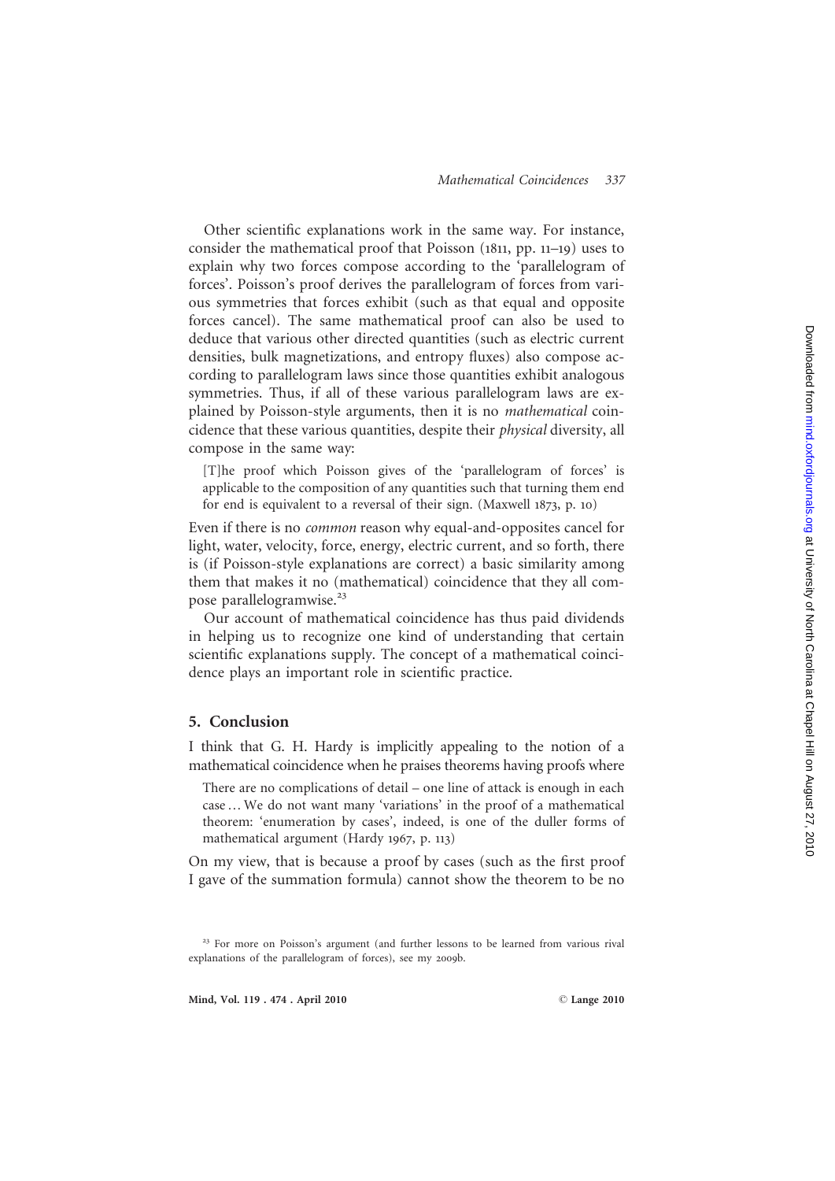Other scientific explanations work in the same way. For instance, consider the mathematical proof that Poisson (1811, pp. 11–19) uses to explain why two forces compose according to the 'parallelogram of forces'. Poisson's proof derives the parallelogram of forces from various symmetries that forces exhibit (such as that equal and opposite forces cancel). The same mathematical proof can also be used to deduce that various other directed quantities (such as electric current densities, bulk magnetizations, and entropy fluxes) also compose according to parallelogram laws since those quantities exhibit analogous symmetries. Thus, if all of these various parallelogram laws are explained by Poisson-style arguments, then it is no *mathematical* coincidence that these various quantities, despite their *physical* diversity, all compose in the same way:

> [T]he proof which Poisson gives of the 'parallelogram of forces' is applicable to the composition of any quantities such that turning them end for end is equivalent to a reversal of their sign. (Maxwell 1873, p. 10)

Even if there is no *common* reason why equal-and-opposites cancel for light, water, velocity, force, energy, electric current, and so forth, there is (if Poisson-style explanations are correct) a basic similarity among them that makes it no (mathematical) coincidence that they all compose parallelogramwise.[23]

Our account of mathematical coincidence has thus paid dividends in helping us to recognize one kind of understanding that certain scientific explanations supply. The concept of a mathematical coincidence plays an important role in scientific practice.

## 5. Conclusion

I think that G. H. Hardy is implicitly appealing to the notion of a mathematical coincidence when he praises theorems having proofs where

> There are no complications of detail – one line of attack is enough in each case … We do not want many 'variations' in the proof of a mathematical theorem: 'enumeration by cases', indeed, is one of the duller forms of mathematical argument (Hardy 1967, p. 113)

On my view, that is because a proof by cases (such as the first proof I gave of the summation formula) cannot show the theorem to be no

[23] For more on Poisson's argument (and further lessons to be learned from various rival explanations of the parallelogram of forces), see my 2009b.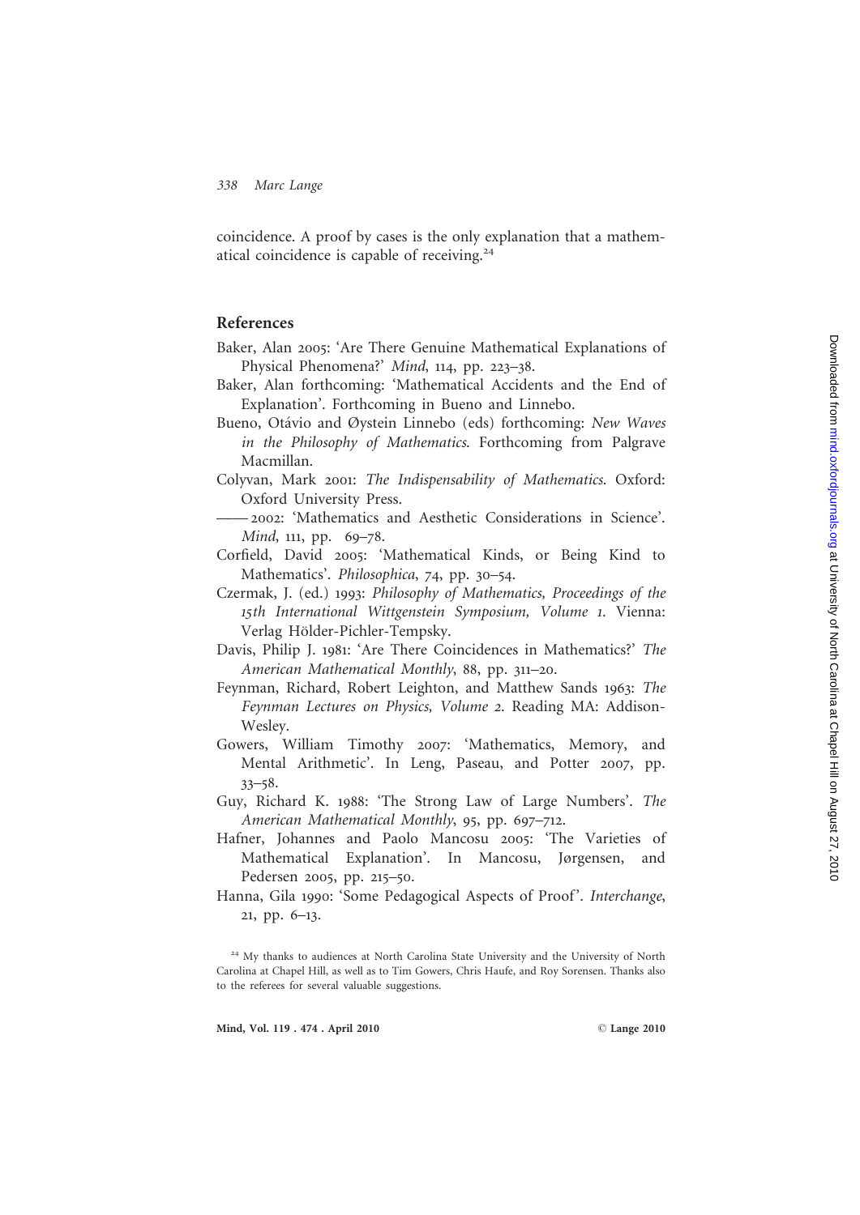coincidence. A proof by cases is the only explanation that a mathematical coincidence is capable of receiving.[24]

## References

Baker, Alan 2005: 'Are There Genuine Mathematical Explanations of Physical Phenomena?' *Mind*, 114, pp. 223–38.

Baker, Alan forthcoming: 'Mathematical Accidents and the End of Explanation'. Forthcoming in Bueno and Linnebo.

Bueno, Otávio and Øystein Linnebo (eds) forthcoming: *New Waves in the Philosophy of Mathematics*. Forthcoming from Palgrave Macmillan.

Colyvan, Mark 2001: *The Indispensability of Mathematics*. Oxford: Oxford University Press.

—— 2002: 'Mathematics and Aesthetic Considerations in Science'. *Mind*, 111, pp. 69–78.

Corfield, David 2005: 'Mathematical Kinds, or Being Kind to Mathematics'. *Philosophica*, 74, pp. 30–54.

Czermak, J. (ed.) 1993: *Philosophy of Mathematics, Proceedings of the 15th International Wittgenstein Symposium, Volume 1*. Vienna: Verlag Hölder-Pichler-Tempsky.

Davis, Philip J. 1981: 'Are There Coincidences in Mathematics?' *The American Mathematical Monthly*, 88, pp. 311–20.

Feynman, Richard, Robert Leighton, and Matthew Sands 1963: *The Feynman Lectures on Physics, Volume 2*. Reading MA: Addison-Wesley.

Gowers, William Timothy 2007: 'Mathematics, Memory, and Mental Arithmetic'. In Leng, Paseau, and Potter 2007, pp. 33–58.

Guy, Richard K. 1988: 'The Strong Law of Large Numbers'. *The American Mathematical Monthly*, 95, pp. 697–712.

Hafner, Johannes and Paolo Mancosu 2005: 'The Varieties of Mathematical Explanation'. In Mancosu, Jørgensen, and Pedersen 2005, pp. 215–50.

Hanna, Gila 1990: 'Some Pedagogical Aspects of Proof'. *Interchange*, 21, pp. 6–13.

[24] My thanks to audiences at North Carolina State University and the University of North Carolina at Chapel Hill, as well as to Tim Gowers, Chris Haufe, and Roy Sorensen. Thanks also to the referees for several valuable suggestions.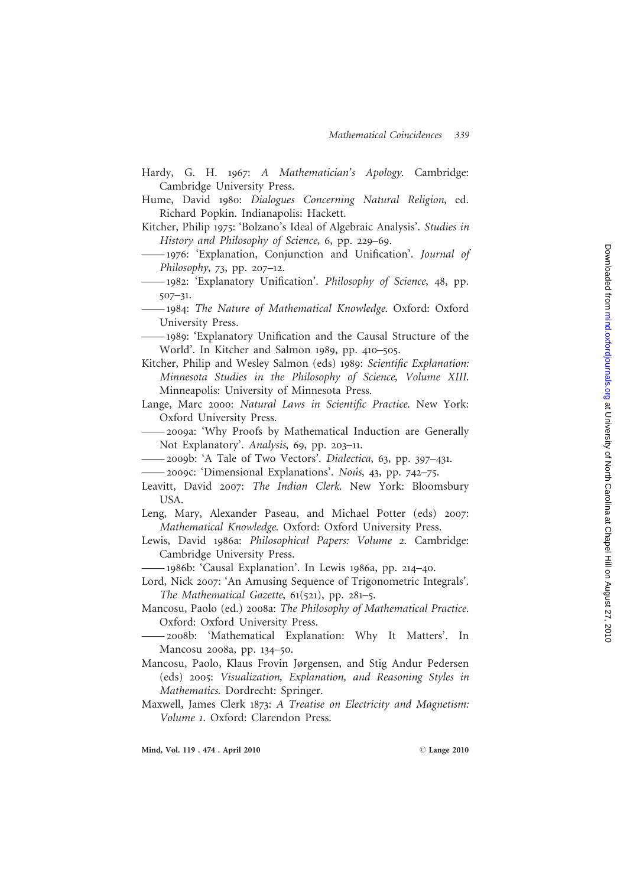Hardy, G. H. 1967: *A Mathematician's Apology*. Cambridge: Cambridge University Press.

Hume, David 1980: *Dialogues Concerning Natural Religion*, ed. Richard Popkin. Indianapolis: Hackett.

Kitcher, Philip 1975: 'Bolzano's Ideal of Algebraic Analysis'. *Studies in History and Philosophy of Science*, 6, pp. 229–69.

—— 1976: 'Explanation, Conjunction and Unification'. *Journal of Philosophy*, 73, pp. 207–12.

—— 1982: 'Explanatory Unification'. *Philosophy of Science*, 48, pp. 507–31.

—— 1984: *The Nature of Mathematical Knowledge*. Oxford: Oxford University Press.

—— 1989: 'Explanatory Unification and the Causal Structure of the World'. In Kitcher and Salmon 1989, pp. 410–505.

Kitcher, Philip and Wesley Salmon (eds) 1989: *Scientific Explanation: Minnesota Studies in the Philosophy of Science, Volume XIII*. Minneapolis: University of Minnesota Press.

Lange, Marc 2000: *Natural Laws in Scientific Practice*. New York: Oxford University Press.

—— 2009a: 'Why Proofs by Mathematical Induction are Generally Not Explanatory'. *Analysis*, 69, pp. 203–11.

—— 2009b: 'A Tale of Two Vectors'. *Dialectica*, 63, pp. 397–431.

—— 2009c: 'Dimensional Explanations'. *Noûs*, 43, pp. 742–75.

Leavitt, David 2007: *The Indian Clerk*. New York: Bloomsbury USA.

Leng, Mary, Alexander Paseau, and Michael Potter (eds) 2007: *Mathematical Knowledge*. Oxford: Oxford University Press.

Lewis, David 1986a: *Philosophical Papers: Volume 2*. Cambridge: Cambridge University Press.

—— 1986b: 'Causal Explanation'. In Lewis 1986a, pp. 214–40.

Lord, Nick 2007: 'An Amusing Sequence of Trigonometric Integrals'. *The Mathematical Gazette*, 61(521), pp. 281–5.

Mancosu, Paolo (ed.) 2008a: *The Philosophy of Mathematical Practice*. Oxford: Oxford University Press.

—— 2008b: 'Mathematical Explanation: Why It Matters'. In Mancosu 2008a, pp. 134–50.

Mancosu, Paolo, Klaus Frovin Jørgensen, and Stig Andur Pedersen (eds) 2005: *Visualization, Explanation, and Reasoning Styles in Mathematics*. Dordrecht: Springer.

Maxwell, James Clerk 1873: *A Treatise on Electricity and Magnetism: Volume 1*. Oxford: Clarendon Press.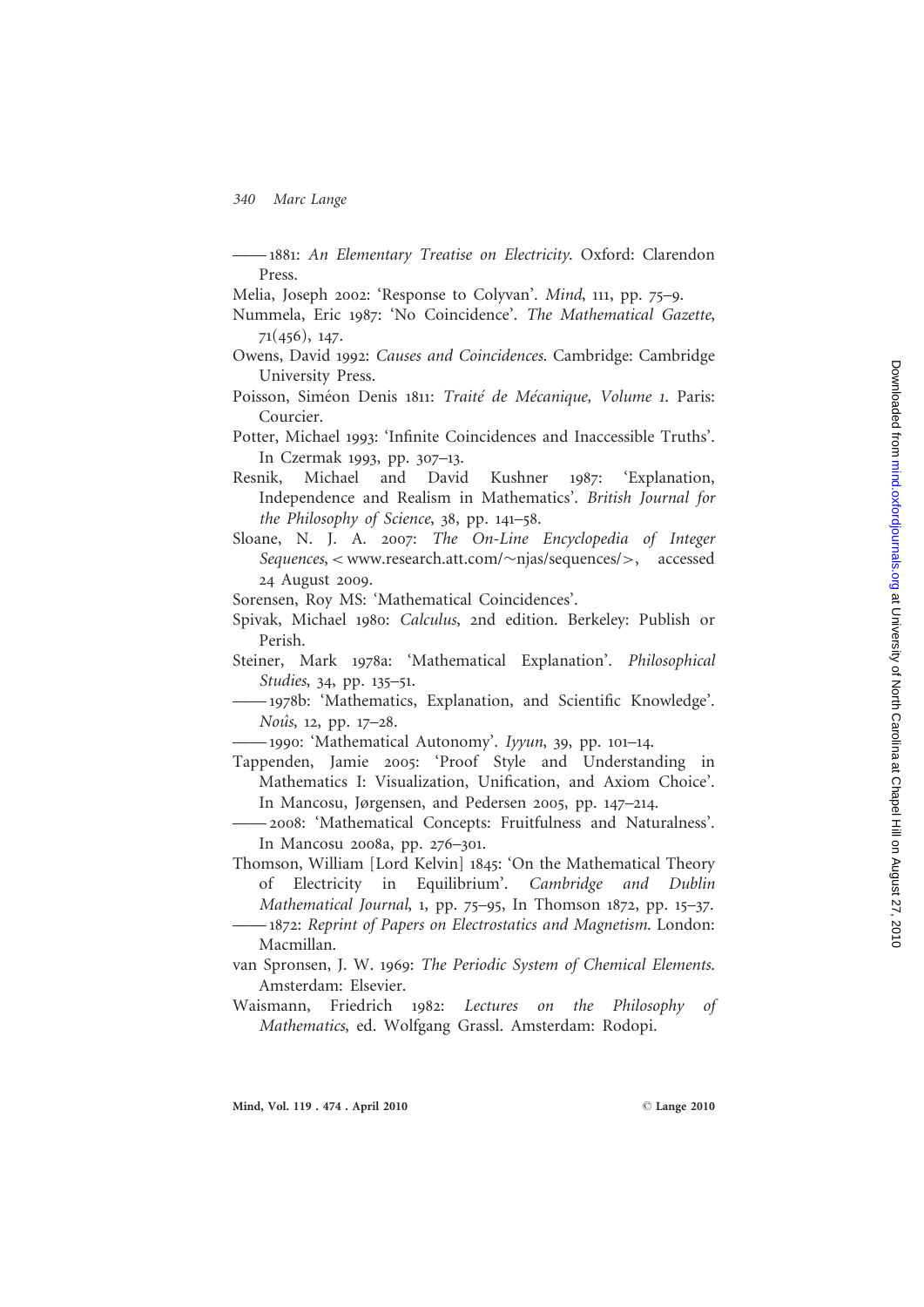——1881: *An Elementary Treatise on Electricity*. Oxford: Clarendon Press.

Melia, Joseph 2002: 'Response to Colyvan'. *Mind*, 111, pp. 75–9.

Nummela, Eric 1987: 'No Coincidence'. *The Mathematical Gazette*, 71(456), 147.

Owens, David 1992: *Causes and Coincidences*. Cambridge: Cambridge University Press.

Poisson, Siméon Denis 1811: *Traité de Mécanique, Volume 1*. Paris: Courcier.

Potter, Michael 1993: 'Infinite Coincidences and Inaccessible Truths'. In Czermak 1993, pp. 307–13.

Resnik, Michael and David Kushner 1987: 'Explanation, Independence and Realism in Mathematics'. *British Journal for the Philosophy of Science*, 38, pp. 141–58.

Sloane, N. J. A. 2007: *The On-Line Encyclopedia of Integer Sequences*, < www.research.att.com/~njas/sequences/>, accessed 24 August 2009.

Sorensen, Roy MS: 'Mathematical Coincidences'.

Spivak, Michael 1980: *Calculus*, 2nd edition. Berkeley: Publish or Perish.

Steiner, Mark 1978a: 'Mathematical Explanation'. *Philosophical Studies*, 34, pp. 135–51.

——1978b: 'Mathematics, Explanation, and Scientific Knowledge'. *Noûs*, 12, pp. 17–28.

——1990: 'Mathematical Autonomy'. *Iyyun*, 39, pp. 101–14.

Tappenden, Jamie 2005: 'Proof Style and Understanding in Mathematics I: Visualization, Unification, and Axiom Choice'. In Mancosu, Jørgensen, and Pedersen 2005, pp. 147–214.

——2008: 'Mathematical Concepts: Fruitfulness and Naturalness'. In Mancosu 2008a, pp. 276–301.

Thomson, William [Lord Kelvin] 1845: 'On the Mathematical Theory of Electricity in Equilibrium'. *Cambridge and Dublin Mathematical Journal*, 1, pp. 75–95, In Thomson 1872, pp. 15–37.

——1872: *Reprint of Papers on Electrostatics and Magnetism*. London: Macmillan.

van Spronsen, J. W. 1969: *The Periodic System of Chemical Elements*. Amsterdam: Elsevier.

Waismann, Friedrich 1982: *Lectures on the Philosophy of Mathematics*, ed. Wolfgang Grassl. Amsterdam: Rodopi.